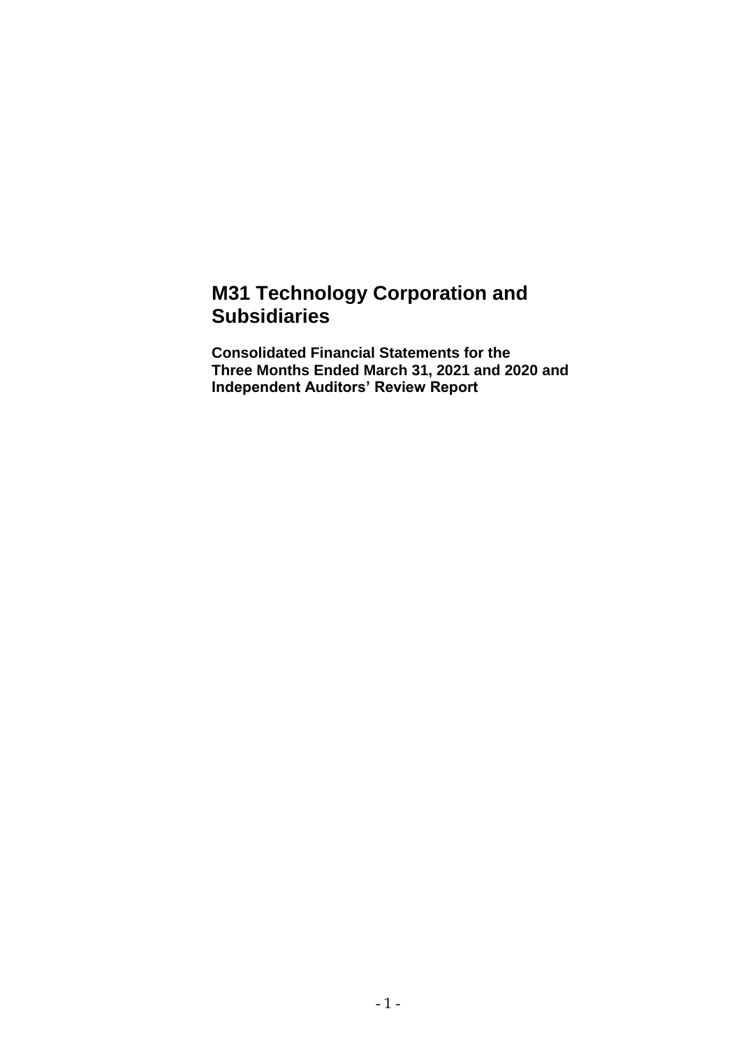# M31 Technology Corporation and Subsidiaries

**Consolidated Financial Statements for the Three Months Ended March 31, 2021 and 2020 and Independent Auditors' Review Report**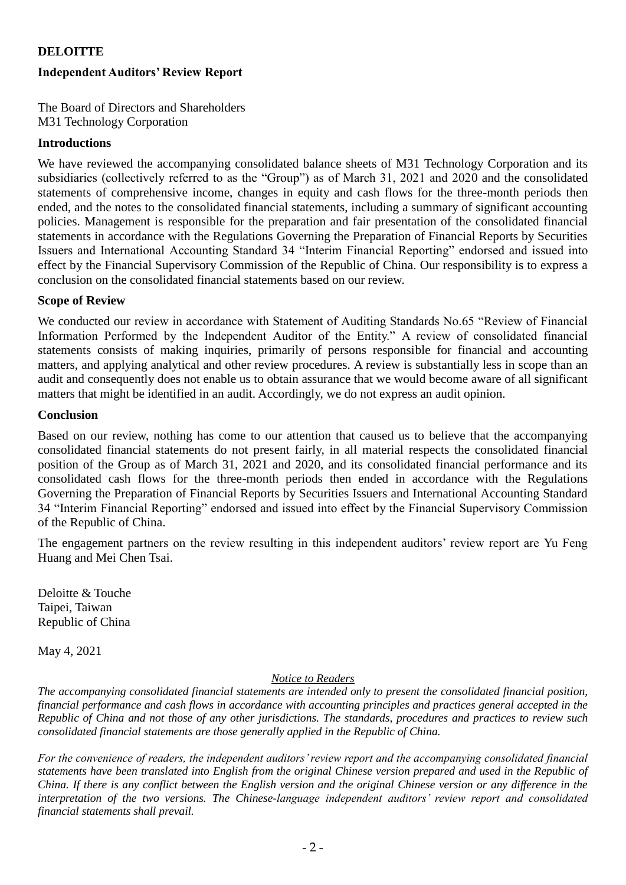**DELOITTE**

**Independent Auditors' Review Report**

The Board of Directors and Shareholders
M31 Technology Corporation

**Introductions**

We have reviewed the accompanying consolidated balance sheets of M31 Technology Corporation and its subsidiaries (collectively referred to as the "Group") as of March 31, 2021 and 2020 and the consolidated statements of comprehensive income, changes in equity and cash flows for the three-month periods then ended, and the notes to the consolidated financial statements, including a summary of significant accounting policies. Management is responsible for the preparation and fair presentation of the consolidated financial statements in accordance with the Regulations Governing the Preparation of Financial Reports by Securities Issuers and International Accounting Standard 34 "Interim Financial Reporting" endorsed and issued into effect by the Financial Supervisory Commission of the Republic of China. Our responsibility is to express a conclusion on the consolidated financial statements based on our review.

**Scope of Review**

We conducted our review in accordance with Statement of Auditing Standards No.65 "Review of Financial Information Performed by the Independent Auditor of the Entity." A review of consolidated financial statements consists of making inquiries, primarily of persons responsible for financial and accounting matters, and applying analytical and other review procedures. A review is substantially less in scope than an audit and consequently does not enable us to obtain assurance that we would become aware of all significant matters that might be identified in an audit. Accordingly, we do not express an audit opinion.

**Conclusion**

Based on our review, nothing has come to our attention that caused us to believe that the accompanying consolidated financial statements do not present fairly, in all material respects the consolidated financial position of the Group as of March 31, 2021 and 2020, and its consolidated financial performance and its consolidated cash flows for the three-month periods then ended in accordance with the Regulations Governing the Preparation of Financial Reports by Securities Issuers and International Accounting Standard 34 "Interim Financial Reporting" endorsed and issued into effect by the Financial Supervisory Commission of the Republic of China.

The engagement partners on the review resulting in this independent auditors' review report are Yu Feng Huang and Mei Chen Tsai.

Deloitte & Touche
Taipei, Taiwan
Republic of China

May 4, 2021

*Notice to Readers*

*The accompanying consolidated financial statements are intended only to present the consolidated financial position, financial performance and cash flows in accordance with accounting principles and practices general accepted in the Republic of China and not those of any other jurisdictions. The standards, procedures and practices to review such consolidated financial statements are those generally applied in the Republic of China.*

*For the convenience of readers, the independent auditors' review report and the accompanying consolidated financial statements have been translated into English from the original Chinese version prepared and used in the Republic of China. If there is any conflict between the English version and the original Chinese version or any difference in the interpretation of the two versions. The Chinese-language independent auditors' review report and consolidated financial statements shall prevail.*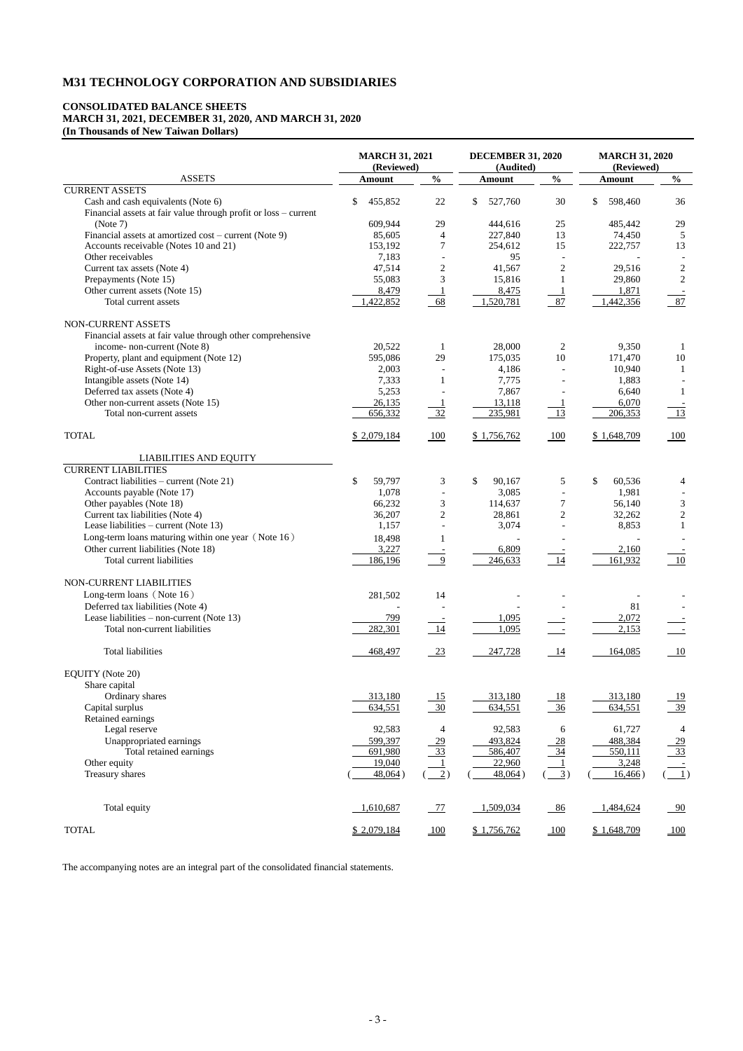# M31 TECHNOLOGY CORPORATION AND SUBSIDIARIES

**CONSOLIDATED BALANCE SHEETS**
**MARCH 31, 2021, DECEMBER 31, 2020, AND MARCH 31, 2020**
**(In Thousands of New Taiwan Dollars)**

| | MARCH 31, 2021 (Reviewed) | | DECEMBER 31, 2020 (Audited) | | MARCH 31, 2020 (Reviewed) | |
|---|---|---|---|---|---|---|
| ASSETS | Amount | % | Amount | % | Amount | % |
| CURRENT ASSETS | | | | | | |
| Cash and cash equivalents (Note 6) | $ 455,852 | 22 | $ 527,760 | 30 | $ 598,460 | 36 |
| Financial assets at fair value through profit or loss – current (Note 7) | 609,944 | 29 | 444,616 | 25 | 485,442 | 29 |
| Financial assets at amortized cost – current (Note 9) | 85,605 | 4 | 227,840 | 13 | 74,450 | 5 |
| Accounts receivable (Notes 10 and 21) | 153,192 | 7 | 254,612 | 15 | 222,757 | 13 |
| Other receivables | 7,183 | - | 95 | - | - | - |
| Current tax assets (Note 4) | 47,514 | 2 | 41,567 | 2 | 29,516 | 2 |
| Prepayments (Note 15) | 55,083 | 3 | 15,816 | 1 | 29,860 | 2 |
| Other current assets (Note 15) | 8,479 | 1 | 8,475 | 1 | 1,871 | - |
| Total current assets | 1,422,852 | 68 | 1,520,781 | 87 | 1,442,356 | 87 |
| NON-CURRENT ASSETS | | | | | | |
| Financial assets at fair value through other comprehensive income- non-current (Note 8) | 20,522 | 1 | 28,000 | 2 | 9,350 | 1 |
| Property, plant and equipment (Note 12) | 595,086 | 29 | 175,035 | 10 | 171,470 | 10 |
| Right-of-use Assets (Note 13) | 2,003 | - | 4,186 | - | 10,940 | 1 |
| Intangible assets (Note 14) | 7,333 | 1 | 7,775 | - | 1,883 | - |
| Deferred tax assets (Note 4) | 5,253 | - | 7,867 | - | 6,640 | 1 |
| Other non-current assets (Note 15) | 26,135 | 1 | 13,118 | 1 | 6,070 | - |
| Total non-current assets | 656,332 | 32 | 235,981 | 13 | 206,353 | 13 |
| TOTAL | $ 2,079,184 | 100 | $ 1,756,762 | 100 | $ 1,648,709 | 100 |
| LIABILITIES AND EQUITY | | | | | | |
| CURRENT LIABILITIES | | | | | | |
| Contract liabilities – current (Note 21) | $ 59,797 | 3 | $ 90,167 | 5 | $ 60,536 | 4 |
| Accounts payable (Note 17) | 1,078 | - | 3,085 | - | 1,981 | - |
| Other payables (Note 18) | 66,232 | 3 | 114,637 | 7 | 56,140 | 3 |
| Current tax liabilities (Note 4) | 36,207 | 2 | 28,861 | 2 | 32,262 | 2 |
| Lease liabilities – current (Note 13) | 1,157 | - | 3,074 | - | 8,853 | 1 |
| Long-term loans maturing within one year（Note 16） | 18,498 | 1 | - | - | - | - |
| Other current liabilities (Note 18) | 3,227 | - | 6,809 | - | 2,160 | - |
| Total current liabilities | 186,196 | 9 | 246,633 | 14 | 161,932 | 10 |
| NON-CURRENT LIABILITIES | | | | | | |
| Long-term loans（Note 16） | 281,502 | 14 | - | - | - | - |
| Deferred tax liabilities (Note 4) | - | - | - | - | 81 | - |
| Lease liabilities – non-current (Note 13) | 799 | - | 1,095 | - | 2,072 | - |
| Total non-current liabilities | 282,301 | 14 | 1,095 | - | 2,153 | - |
| Total liabilities | 468,497 | 23 | 247,728 | 14 | 164,085 | 10 |
| EQUITY (Note 20) | | | | | | |
| Share capital | | | | | | |
| Ordinary shares | 313,180 | 15 | 313,180 | 18 | 313,180 | 19 |
| Capital surplus | 634,551 | 30 | 634,551 | 36 | 634,551 | 39 |
| Retained earnings | | | | | | |
| Legal reserve | 92,583 | 4 | 92,583 | 6 | 61,727 | 4 |
| Unappropriated earnings | 599,397 | 29 | 493,824 | 28 | 488,384 | 29 |
| Total retained earnings | 691,980 | 33 | 586,407 | 34 | 550,111 | 33 |
| Other equity | 19,040 | 1 | 22,960 | 1 | 3,248 | - |
| Treasury shares | ( 48,064 ) | ( 2 ) | ( 48,064 ) | ( 3 ) | ( 16,466 ) | ( 1 ) |
| Total equity | 1,610,687 | 77 | 1,509,034 | 86 | 1,484,624 | 90 |
| TOTAL | $ 2,079,184 | 100 | $ 1,756,762 | 100 | $ 1,648,709 | 100 |

The accompanying notes are an integral part of the consolidated financial statements.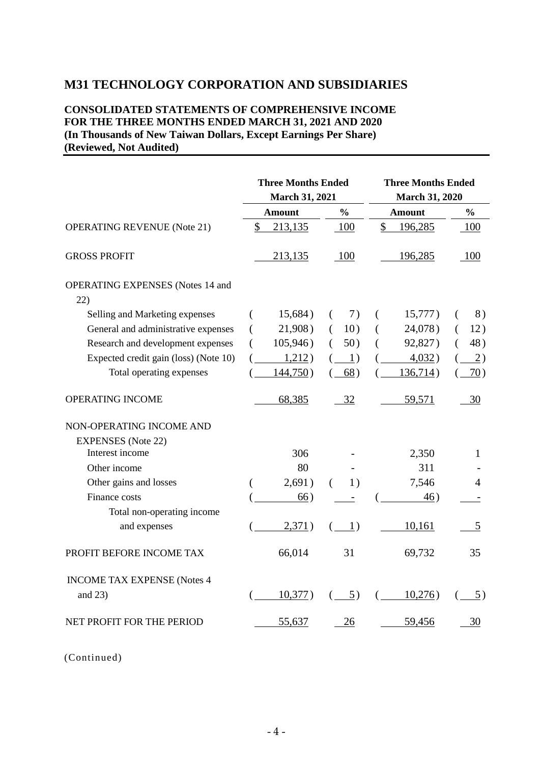# M31 TECHNOLOGY CORPORATION AND SUBSIDIARIES

**CONSOLIDATED STATEMENTS OF COMPREHENSIVE INCOME**
**FOR THE THREE MONTHS ENDED MARCH 31, 2021 AND 2020**
**(In Thousands of New Taiwan Dollars, Except Earnings Per Share)**
**(Reviewed, Not Audited)**

| | Three Months Ended March 31, 2021 | | Three Months Ended March 31, 2020 | |
|---|---|---|---|---|
| | Amount | % | Amount | % |
| OPERATING REVENUE (Note 21) | $ 213,135 | 100 | $ 196,285 | 100 |
| GROSS PROFIT | 213,135 | 100 | 196,285 | 100 |
| OPERATING EXPENSES (Notes 14 and 22) | | | | |
| Selling and Marketing expenses | ( 15,684 ) | ( 7 ) | ( 15,777 ) | ( 8 ) |
| General and administrative expenses | ( 21,908 ) | ( 10 ) | ( 24,078 ) | ( 12 ) |
| Research and development expenses | ( 105,946 ) | ( 50 ) | ( 92,827 ) | ( 48 ) |
| Expected credit gain (loss) (Note 10) | ( 1,212 ) | ( 1 ) | ( 4,032 ) | ( 2 ) |
| Total operating expenses | ( 144,750 ) | ( 68 ) | ( 136,714 ) | ( 70 ) |
| OPERATING INCOME | 68,385 | 32 | 59,571 | 30 |
| NON-OPERATING INCOME AND EXPENSES (Note 22) | | | | |
| Interest income | 306 | - | 2,350 | 1 |
| Other income | 80 | - | 311 | - |
| Other gains and losses | ( 2,691 ) | ( 1 ) | 7,546 | 4 |
| Finance costs | ( 66 ) | - | ( 46 ) | - |
| Total non-operating income and expenses | ( 2,371 ) | ( 1 ) | 10,161 | 5 |
| PROFIT BEFORE INCOME TAX | 66,014 | 31 | 69,732 | 35 |
| INCOME TAX EXPENSE (Notes 4 and 23) | ( 10,377 ) | ( 5 ) | ( 10,276 ) | ( 5 ) |
| NET PROFIT FOR THE PERIOD | 55,637 | 26 | 59,456 | 30 |

(Continued)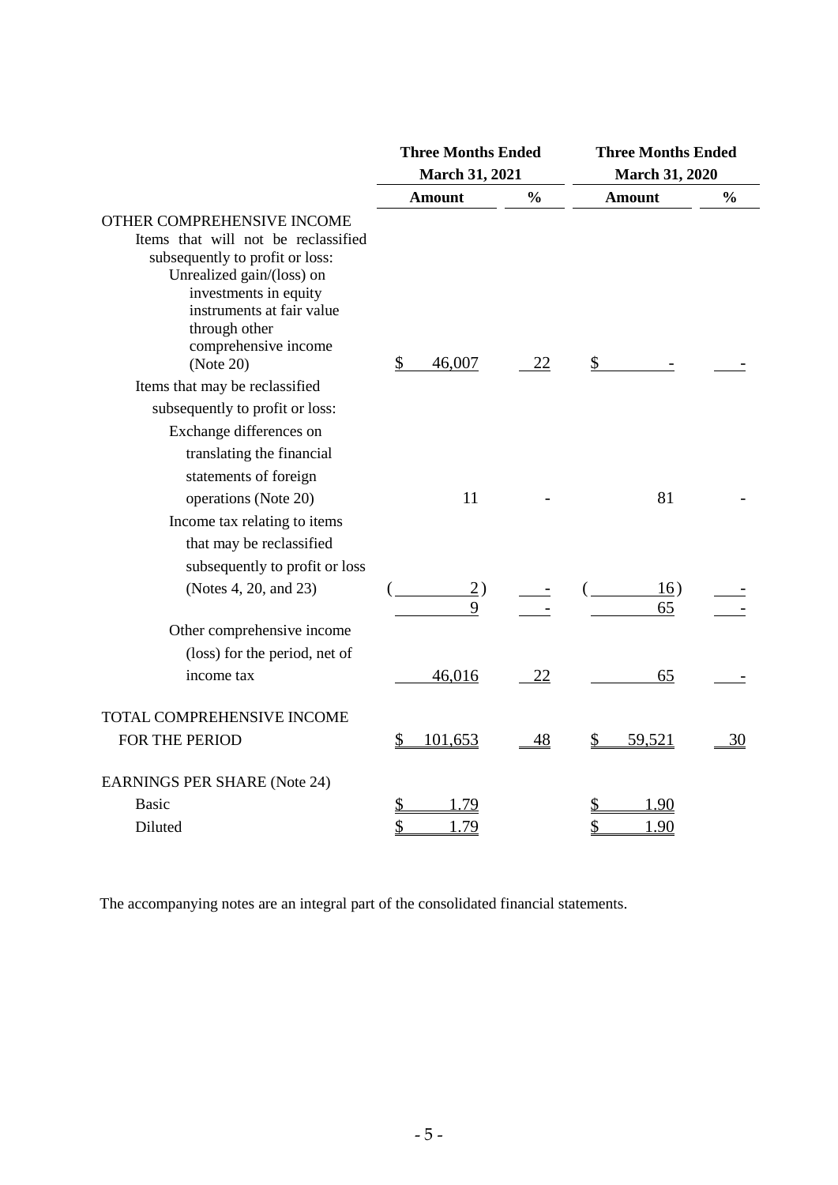| | Three Months Ended March 31, 2021 | | Three Months Ended March 31, 2020 | |
|---|---|---|---|---|
| | Amount | % | Amount | % |
| OTHER COMPREHENSIVE INCOME | | | | |
| Items that will not be reclassified subsequently to profit or loss: | | | | |
| Unrealized gain/(loss) on investments in equity instruments at fair value through other comprehensive income (Note 20) | $ 46,007 | 22 | $ - | - |
| Items that may be reclassified subsequently to profit or loss: | | | | |
| Exchange differences on translating the financial statements of foreign operations (Note 20) | 11 | - | 81 | - |
| Income tax relating to items that may be reclassified subsequently to profit or loss (Notes 4, 20, and 23) | ( 2 ) | - | ( 16 ) | - |
| | 9 | - | 65 | - |
| Other comprehensive income (loss) for the period, net of income tax | 46,016 | 22 | 65 | - |
| TOTAL COMPREHENSIVE INCOME FOR THE PERIOD | $ 101,653 | 48 | $ 59,521 | 30 |
| EARNINGS PER SHARE (Note 24) | | | | |
| Basic | $ 1.79 | | $ 1.90 | |
| Diluted | $ 1.79 | | $ 1.90 | |

The accompanying notes are an integral part of the consolidated financial statements.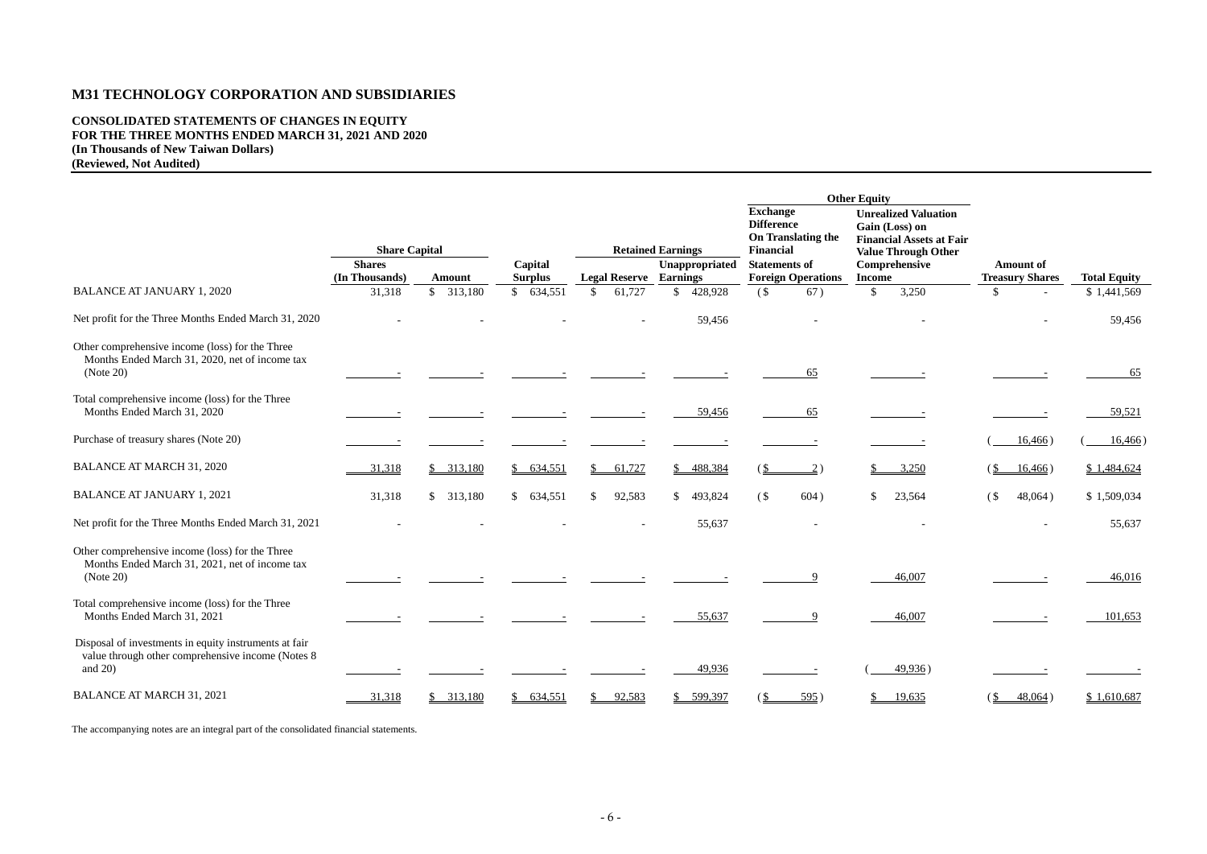# M31 TECHNOLOGY CORPORATION AND SUBSIDIARIES

**CONSOLIDATED STATEMENTS OF CHANGES IN EQUITY**
**FOR THE THREE MONTHS ENDED MARCH 31, 2021 AND 2020**
**(In Thousands of New Taiwan Dollars)**
**(Reviewed, Not Audited)**

| | Share Capital | | | Retained Earnings | | Other Equity | | | |
|---|---|---|---|---|---|---|---|---|---|
| | Shares (In Thousands) | Amount | Capital Surplus | Legal Reserve | Unappropriated Earnings | Exchange Difference On Translating the Financial Statements of Foreign Operations | Unrealized Valuation Gain (Loss) on Financial Assets at Fair Value Through Other Comprehensive Income | Amount of Treasury Shares | Total Equity |
| BALANCE AT JANUARY 1, 2020 | 31,318 | $ 313,180 | $ 634,551 | $ 61,727 | $ 428,928 | ($ 67) | $ 3,250 | $ - | $ 1,441,569 |
| Net profit for the Three Months Ended March 31, 2020 | - | - | - | - | 59,456 | - | - | - | 59,456 |
| Other comprehensive income (loss) for the Three Months Ended March 31, 2020, net of income tax (Note 20) | - | - | - | - | - | 65 | - | - | 65 |
| Total comprehensive income (loss) for the Three Months Ended March 31, 2020 | - | - | - | - | 59,456 | 65 | - | - | 59,521 |
| Purchase of treasury shares (Note 20) | - | - | - | - | - | - | - | ( 16,466) | ( 16,466) |
| BALANCE AT MARCH 31, 2020 | 31,318 | $ 313,180 | $ 634,551 | $ 61,727 | $ 488,384 | ($ 2) | $ 3,250 | ($ 16,466) | $ 1,484,624 |
| BALANCE AT JANUARY 1, 2021 | 31,318 | $ 313,180 | $ 634,551 | $ 92,583 | $ 493,824 | ($ 604) | $ 23,564 | ($ 48,064) | $ 1,509,034 |
| Net profit for the Three Months Ended March 31, 2021 | - | - | - | - | 55,637 | - | - | - | 55,637 |
| Other comprehensive income (loss) for the Three Months Ended March 31, 2021, net of income tax (Note 20) | - | - | - | - | - | 9 | 46,007 | - | 46,016 |
| Total comprehensive income (loss) for the Three Months Ended March 31, 2021 | - | - | - | - | 55,637 | 9 | 46,007 | - | 101,653 |
| Disposal of investments in equity instruments at fair value through other comprehensive income (Notes 8 and 20) | - | - | - | - | 49,936 | - | ( 49,936) | - | - |
| BALANCE AT MARCH 31, 2021 | 31,318 | $ 313,180 | $ 634,551 | $ 92,583 | $ 599,397 | ($ 595) | $ 19,635 | ($ 48,064) | $ 1,610,687 |

The accompanying notes are an integral part of the consolidated financial statements.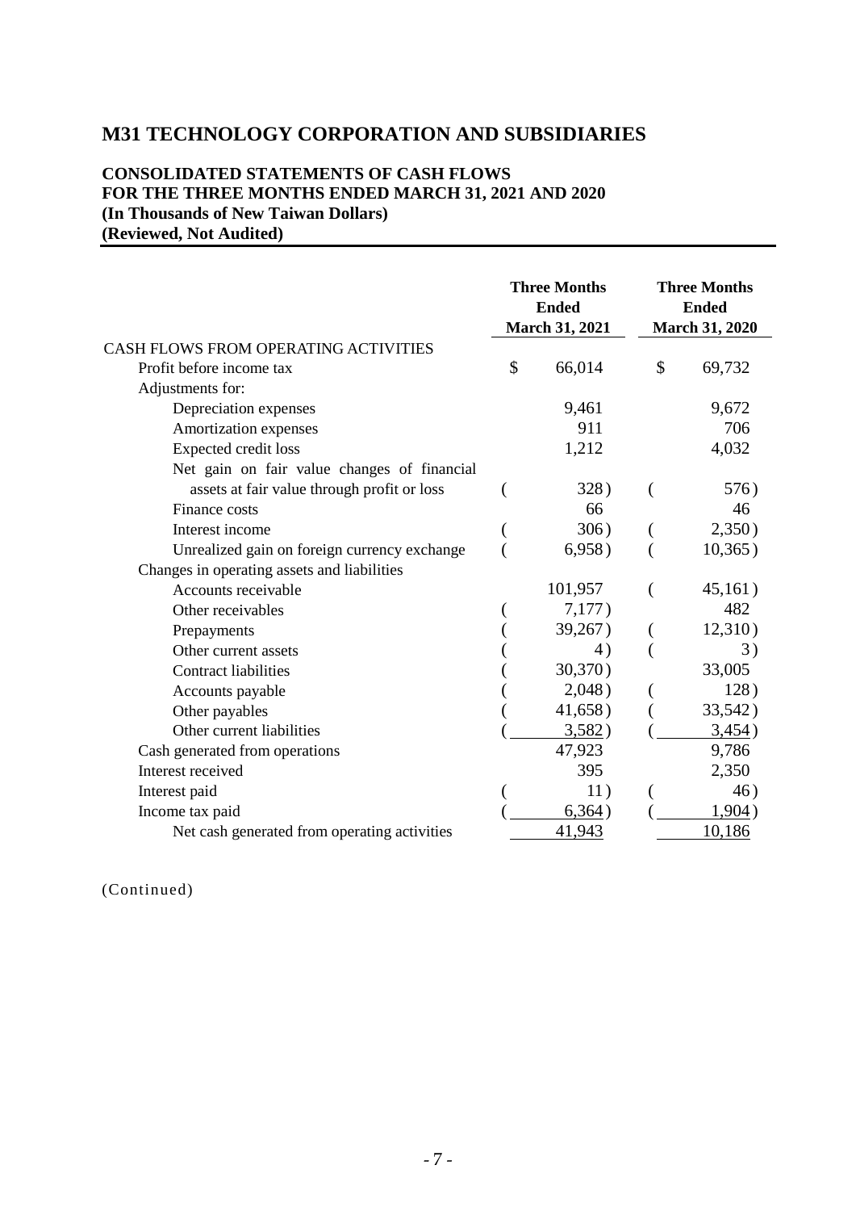# M31 TECHNOLOGY CORPORATION AND SUBSIDIARIES

**CONSOLIDATED STATEMENTS OF CASH FLOWS**
**FOR THE THREE MONTHS ENDED MARCH 31, 2021 AND 2020**
**(In Thousands of New Taiwan Dollars)**
**(Reviewed, Not Audited)**

| | Three Months Ended March 31, 2021 | Three Months Ended March 31, 2020 |
|---|---|---|
| CASH FLOWS FROM OPERATING ACTIVITIES | | |
| Profit before income tax | $ 66,014 | $ 69,732 |
| Adjustments for: | | |
| Depreciation expenses | 9,461 | 9,672 |
| Amortization expenses | 911 | 706 |
| Expected credit loss | 1,212 | 4,032 |
| Net gain on fair value changes of financial assets at fair value through profit or loss | ( 328 ) | ( 576 ) |
| Finance costs | 66 | 46 |
| Interest income | ( 306 ) | ( 2,350 ) |
| Unrealized gain on foreign currency exchange | ( 6,958 ) | ( 10,365 ) |
| Changes in operating assets and liabilities | | |
| Accounts receivable | 101,957 | ( 45,161 ) |
| Other receivables | ( 7,177 ) | 482 |
| Prepayments | ( 39,267 ) | ( 12,310 ) |
| Other current assets | ( 4 ) | ( 3 ) |
| Contract liabilities | ( 30,370 ) | 33,005 |
| Accounts payable | ( 2,048 ) | ( 128 ) |
| Other payables | ( 41,658 ) | ( 33,542 ) |
| Other current liabilities | ( 3,582 ) | ( 3,454 ) |
| Cash generated from operations | 47,923 | 9,786 |
| Interest received | 395 | 2,350 |
| Interest paid | ( 11 ) | ( 46 ) |
| Income tax paid | ( 6,364 ) | ( 1,904 ) |
| Net cash generated from operating activities | 41,943 | 10,186 |

(Continued)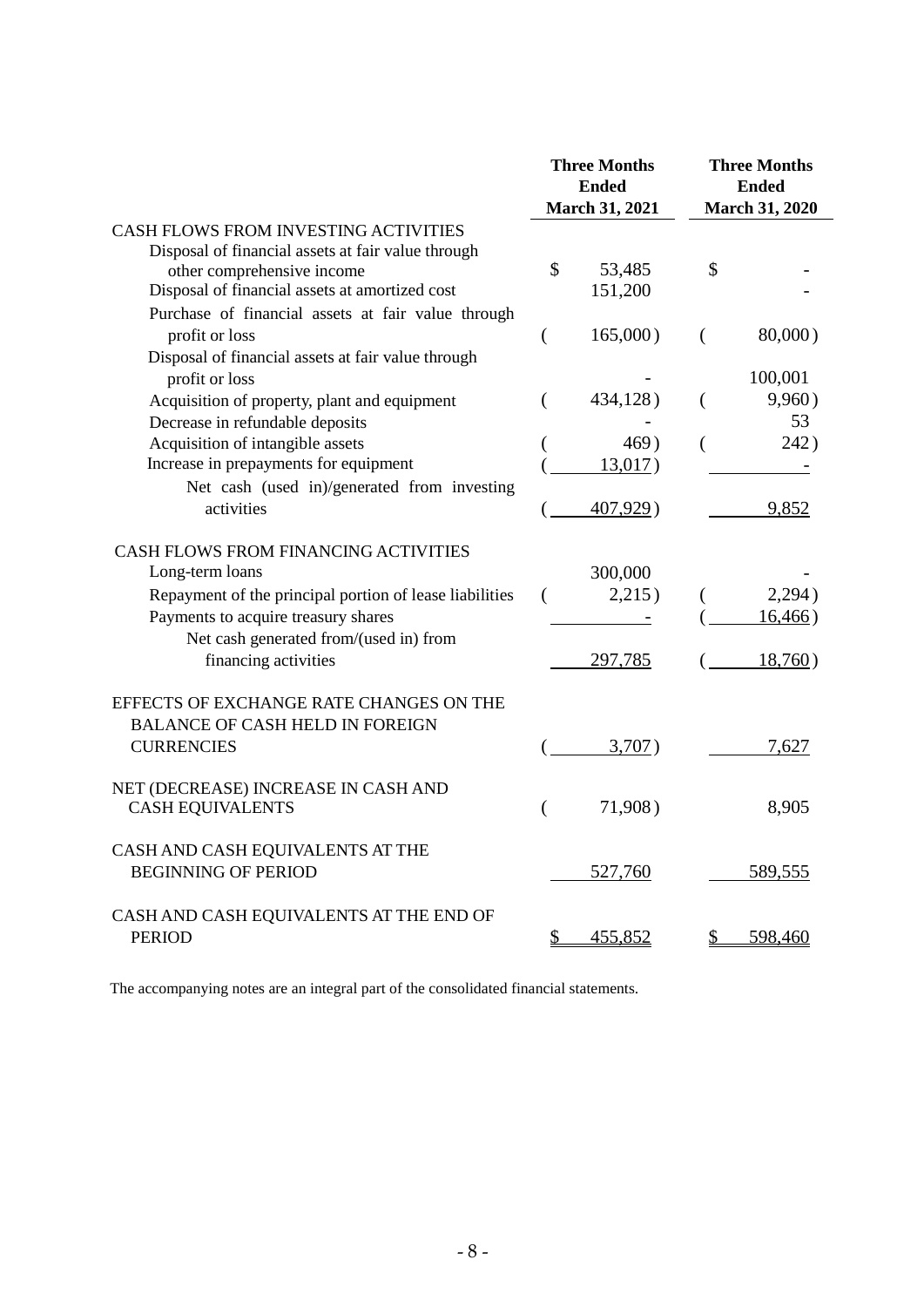| | Three Months Ended March 31, 2021 | Three Months Ended March 31, 2020 |
|---|---|---|
| CASH FLOWS FROM INVESTING ACTIVITIES | | |
| Disposal of financial assets at fair value through other comprehensive income | $ 53,485 | $ - |
| Disposal of financial assets at amortized cost | 151,200 | - |
| Purchase of financial assets at fair value through profit or loss | ( 165,000 ) | ( 80,000 ) |
| Disposal of financial assets at fair value through profit or loss | - | 100,001 |
| Acquisition of property, plant and equipment | ( 434,128 ) | ( 9,960 ) |
| Decrease in refundable deposits | - | 53 |
| Acquisition of intangible assets | ( 469 ) | ( 242 ) |
| Increase in prepayments for equipment | ( 13,017 ) | - |
| Net cash (used in)/generated from investing activities | ( 407,929 ) | 9,852 |
| CASH FLOWS FROM FINANCING ACTIVITIES | | |
| Long-term loans | 300,000 | - |
| Repayment of the principal portion of lease liabilities | ( 2,215 ) | ( 2,294 ) |
| Payments to acquire treasury shares | - | ( 16,466 ) |
| Net cash generated from/(used in) from financing activities | 297,785 | ( 18,760 ) |
| EFFECTS OF EXCHANGE RATE CHANGES ON THE BALANCE OF CASH HELD IN FOREIGN CURRENCIES | ( 3,707 ) | 7,627 |
| NET (DECREASE) INCREASE IN CASH AND CASH EQUIVALENTS | ( 71,908 ) | 8,905 |
| CASH AND CASH EQUIVALENTS AT THE BEGINNING OF PERIOD | 527,760 | 589,555 |
| CASH AND CASH EQUIVALENTS AT THE END OF PERIOD | $ 455,852 | $ 598,460 |

The accompanying notes are an integral part of the consolidated financial statements.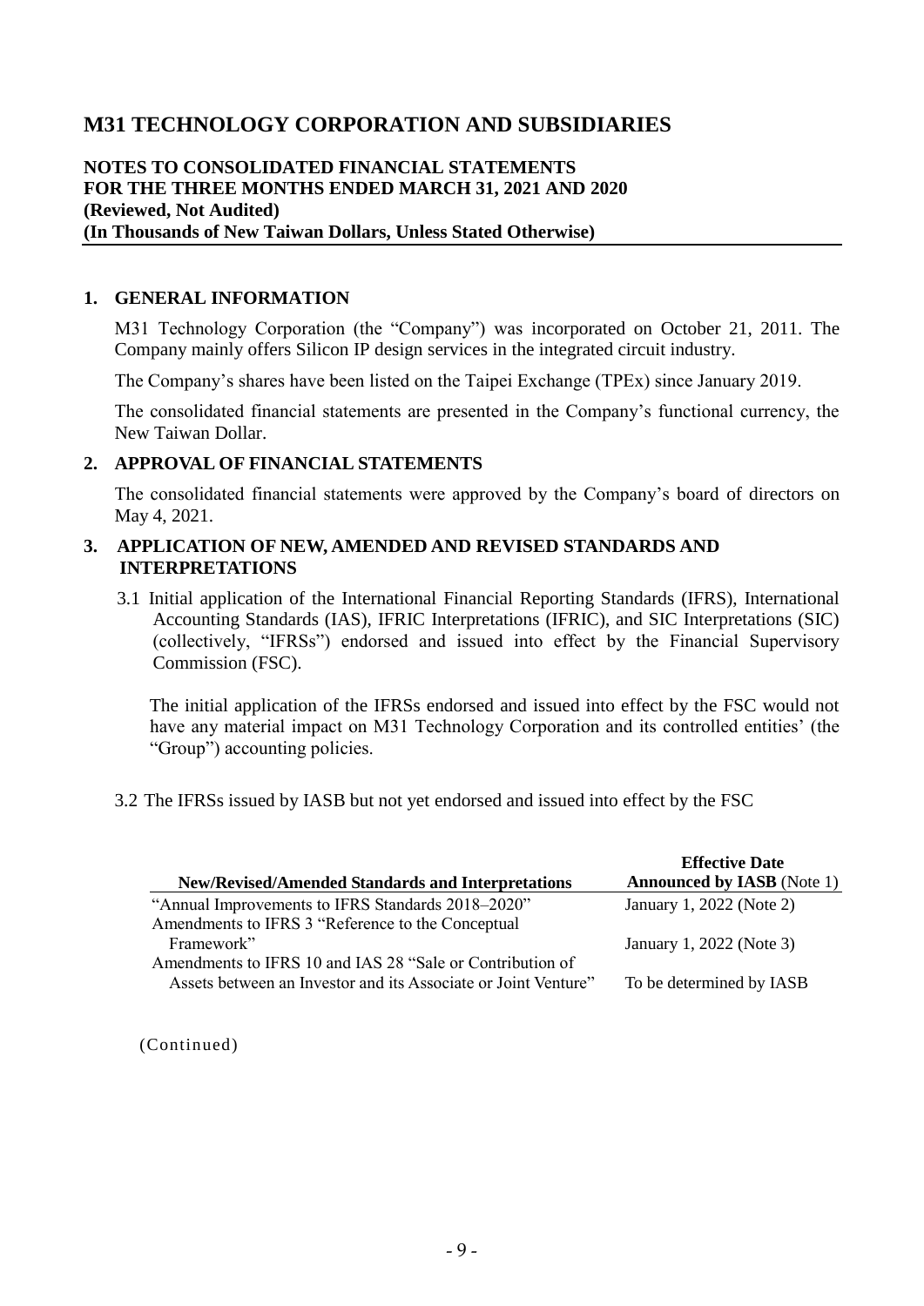# M31 TECHNOLOGY CORPORATION AND SUBSIDIARIES

**NOTES TO CONSOLIDATED FINANCIAL STATEMENTS**
**FOR THE THREE MONTHS ENDED MARCH 31, 2021 AND 2020**
**(Reviewed, Not Audited)**
**(In Thousands of New Taiwan Dollars, Unless Stated Otherwise)**

## 1. GENERAL INFORMATION

M31 Technology Corporation (the "Company") was incorporated on October 21, 2011. The Company mainly offers Silicon IP design services in the integrated circuit industry.

The Company's shares have been listed on the Taipei Exchange (TPEx) since January 2019.

The consolidated financial statements are presented in the Company's functional currency, the New Taiwan Dollar.

## 2. APPROVAL OF FINANCIAL STATEMENTS

The consolidated financial statements were approved by the Company's board of directors on May 4, 2021.

## 3. APPLICATION OF NEW, AMENDED AND REVISED STANDARDS AND INTERPRETATIONS

3.1 Initial application of the International Financial Reporting Standards (IFRS), International Accounting Standards (IAS), IFRIC Interpretations (IFRIC), and SIC Interpretations (SIC) (collectively, "IFRSs") endorsed and issued into effect by the Financial Supervisory Commission (FSC).

The initial application of the IFRSs endorsed and issued into effect by the FSC would not have any material impact on M31 Technology Corporation and its controlled entities' (the "Group") accounting policies.

3.2 The IFRSs issued by IASB but not yet endorsed and issued into effect by the FSC

| New/Revised/Amended Standards and Interpretations | Effective Date Announced by IASB (Note 1) |
|---|---|
| "Annual Improvements to IFRS Standards 2018–2020" | January 1, 2022 (Note 2) |
| Amendments to IFRS 3 "Reference to the Conceptual Framework" | January 1, 2022 (Note 3) |
| Amendments to IFRS 10 and IAS 28 "Sale or Contribution of Assets between an Investor and its Associate or Joint Venture" | To be determined by IASB |

(Continued)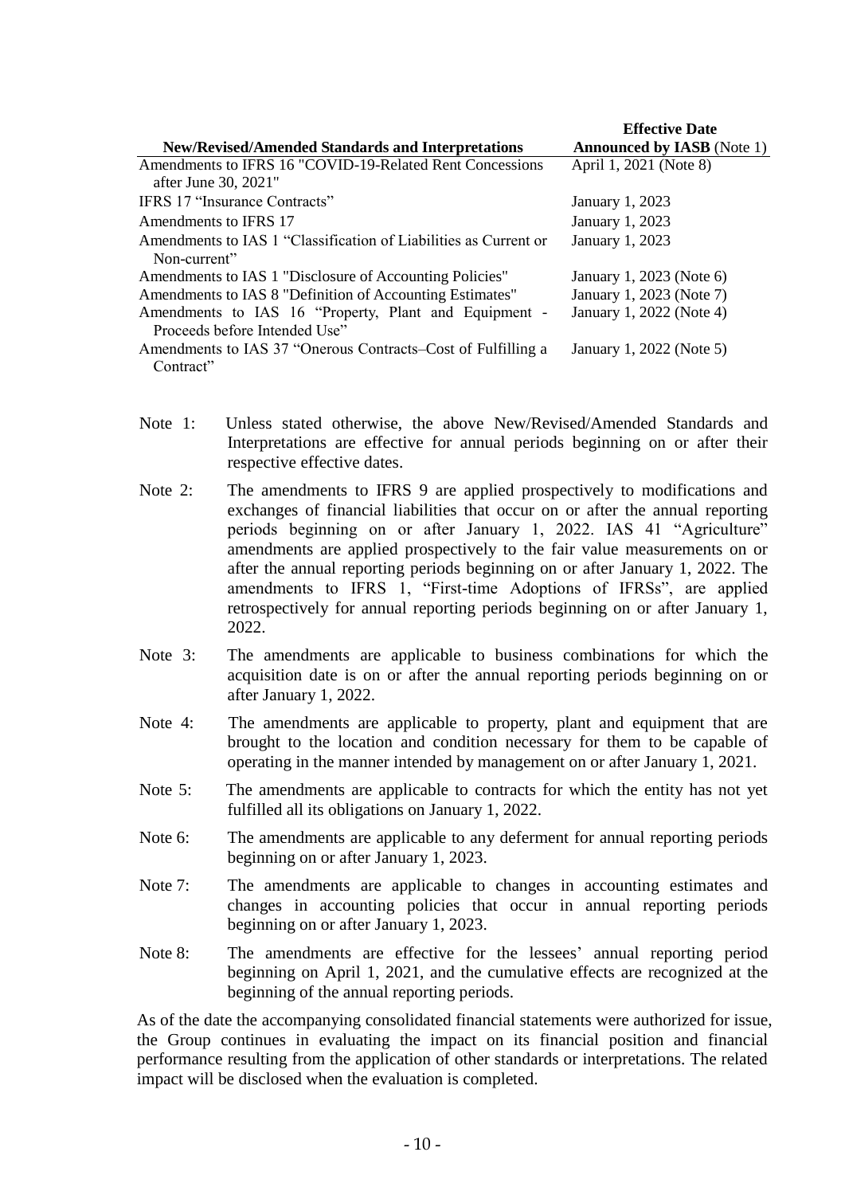| New/Revised/Amended Standards and Interpretations | Effective Date Announced by IASB (Note 1) |
|---|---|
| Amendments to IFRS 16 "COVID-19-Related Rent Concessions after June 30, 2021" | April 1, 2021 (Note 8) |
| IFRS 17 "Insurance Contracts" | January 1, 2023 |
| Amendments to IFRS 17 | January 1, 2023 |
| Amendments to IAS 1 "Classification of Liabilities as Current or Non-current" | January 1, 2023 |
| Amendments to IAS 1 "Disclosure of Accounting Policies" | January 1, 2023 (Note 6) |
| Amendments to IAS 8 "Definition of Accounting Estimates" | January 1, 2023 (Note 7) |
| Amendments to IAS 16 "Property, Plant and Equipment - Proceeds before Intended Use" | January 1, 2022 (Note 4) |
| Amendments to IAS 37 "Onerous Contracts–Cost of Fulfilling a Contract" | January 1, 2022 (Note 5) |

Note 1: Unless stated otherwise, the above New/Revised/Amended Standards and Interpretations are effective for annual periods beginning on or after their respective effective dates.

Note 2: The amendments to IFRS 9 are applied prospectively to modifications and exchanges of financial liabilities that occur on or after the annual reporting periods beginning on or after January 1, 2022. IAS 41 "Agriculture" amendments are applied prospectively to the fair value measurements on or after the annual reporting periods beginning on or after January 1, 2022. The amendments to IFRS 1, "First-time Adoptions of IFRSs", are applied retrospectively for annual reporting periods beginning on or after January 1, 2022.

Note 3: The amendments are applicable to business combinations for which the acquisition date is on or after the annual reporting periods beginning on or after January 1, 2022.

Note 4: The amendments are applicable to property, plant and equipment that are brought to the location and condition necessary for them to be capable of operating in the manner intended by management on or after January 1, 2021.

Note 5: The amendments are applicable to contracts for which the entity has not yet fulfilled all its obligations on January 1, 2022.

Note 6: The amendments are applicable to any deferment for annual reporting periods beginning on or after January 1, 2023.

Note 7: The amendments are applicable to changes in accounting estimates and changes in accounting policies that occur in annual reporting periods beginning on or after January 1, 2023.

Note 8: The amendments are effective for the lessees' annual reporting period beginning on April 1, 2021, and the cumulative effects are recognized at the beginning of the annual reporting periods.

As of the date the accompanying consolidated financial statements were authorized for issue, the Group continues in evaluating the impact on its financial position and financial performance resulting from the application of other standards or interpretations. The related impact will be disclosed when the evaluation is completed.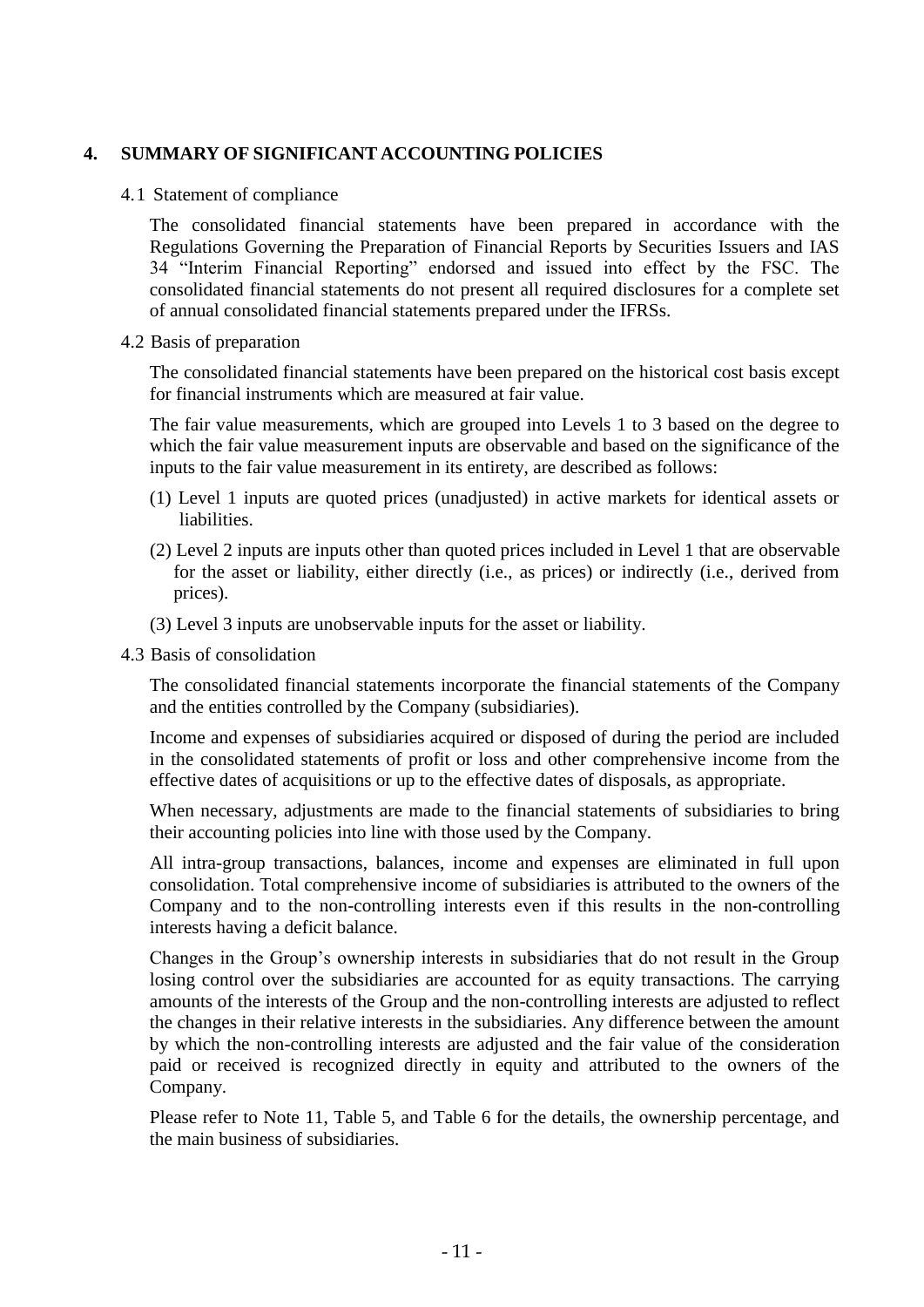## 4. SUMMARY OF SIGNIFICANT ACCOUNTING POLICIES

### 4.1 Statement of compliance

The consolidated financial statements have been prepared in accordance with the Regulations Governing the Preparation of Financial Reports by Securities Issuers and IAS 34 "Interim Financial Reporting" endorsed and issued into effect by the FSC. The consolidated financial statements do not present all required disclosures for a complete set of annual consolidated financial statements prepared under the IFRSs.

### 4.2 Basis of preparation

The consolidated financial statements have been prepared on the historical cost basis except for financial instruments which are measured at fair value.

The fair value measurements, which are grouped into Levels 1 to 3 based on the degree to which the fair value measurement inputs are observable and based on the significance of the inputs to the fair value measurement in its entirety, are described as follows:

(1) Level 1 inputs are quoted prices (unadjusted) in active markets for identical assets or liabilities.

(2) Level 2 inputs are inputs other than quoted prices included in Level 1 that are observable for the asset or liability, either directly (i.e., as prices) or indirectly (i.e., derived from prices).

(3) Level 3 inputs are unobservable inputs for the asset or liability.

### 4.3 Basis of consolidation

The consolidated financial statements incorporate the financial statements of the Company and the entities controlled by the Company (subsidiaries).

Income and expenses of subsidiaries acquired or disposed of during the period are included in the consolidated statements of profit or loss and other comprehensive income from the effective dates of acquisitions or up to the effective dates of disposals, as appropriate.

When necessary, adjustments are made to the financial statements of subsidiaries to bring their accounting policies into line with those used by the Company.

All intra-group transactions, balances, income and expenses are eliminated in full upon consolidation. Total comprehensive income of subsidiaries is attributed to the owners of the Company and to the non-controlling interests even if this results in the non-controlling interests having a deficit balance.

Changes in the Group's ownership interests in subsidiaries that do not result in the Group losing control over the subsidiaries are accounted for as equity transactions. The carrying amounts of the interests of the Group and the non-controlling interests are adjusted to reflect the changes in their relative interests in the subsidiaries. Any difference between the amount by which the non-controlling interests are adjusted and the fair value of the consideration paid or received is recognized directly in equity and attributed to the owners of the Company.

Please refer to Note 11, Table 5, and Table 6 for the details, the ownership percentage, and the main business of subsidiaries.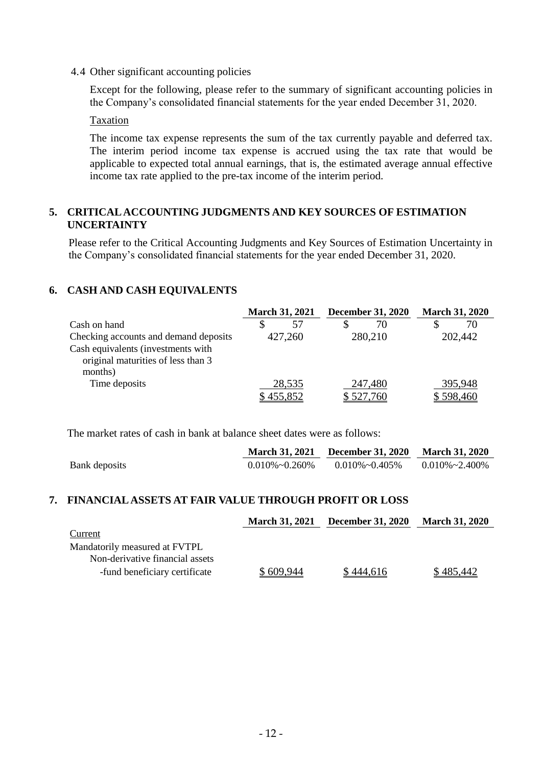4.4 Other significant accounting policies

Except for the following, please refer to the summary of significant accounting policies in the Company's consolidated financial statements for the year ended December 31, 2020.

Taxation

The income tax expense represents the sum of the tax currently payable and deferred tax. The interim period income tax expense is accrued using the tax rate that would be applicable to expected total annual earnings, that is, the estimated average annual effective income tax rate applied to the pre-tax income of the interim period.

## 5. CRITICAL ACCOUNTING JUDGMENTS AND KEY SOURCES OF ESTIMATION UNCERTAINTY

Please refer to the Critical Accounting Judgments and Key Sources of Estimation Uncertainty in the Company's consolidated financial statements for the year ended December 31, 2020.

## 6. CASH AND CASH EQUIVALENTS

| | March 31, 2021 | December 31, 2020 | March 31, 2020 |
|---|---|---|---|
| Cash on hand | $ 57 | $ 70 | $ 70 |
| Checking accounts and demand deposits | 427,260 | 280,210 | 202,442 |
| Cash equivalents (investments with original maturities of less than 3 months) | | | |
| Time deposits | 28,535 | 247,480 | 395,948 |
| | $ 455,852 | $ 527,760 | $ 598,460 |

The market rates of cash in bank at balance sheet dates were as follows:

| | March 31, 2021 | December 31, 2020 | March 31, 2020 |
|---|---|---|---|
| Bank deposits | 0.010%~0.260% | 0.010%~0.405% | 0.010%~2.400% |

## 7. FINANCIAL ASSETS AT FAIR VALUE THROUGH PROFIT OR LOSS

| | March 31, 2021 | December 31, 2020 | March 31, 2020 |
|---|---|---|---|
| Current | | | |
| Mandatorily measured at FVTPL | | | |
| Non-derivative financial assets | | | |
| -fund beneficiary certificate | $ 609,944 | $ 444,616 | $ 485,442 |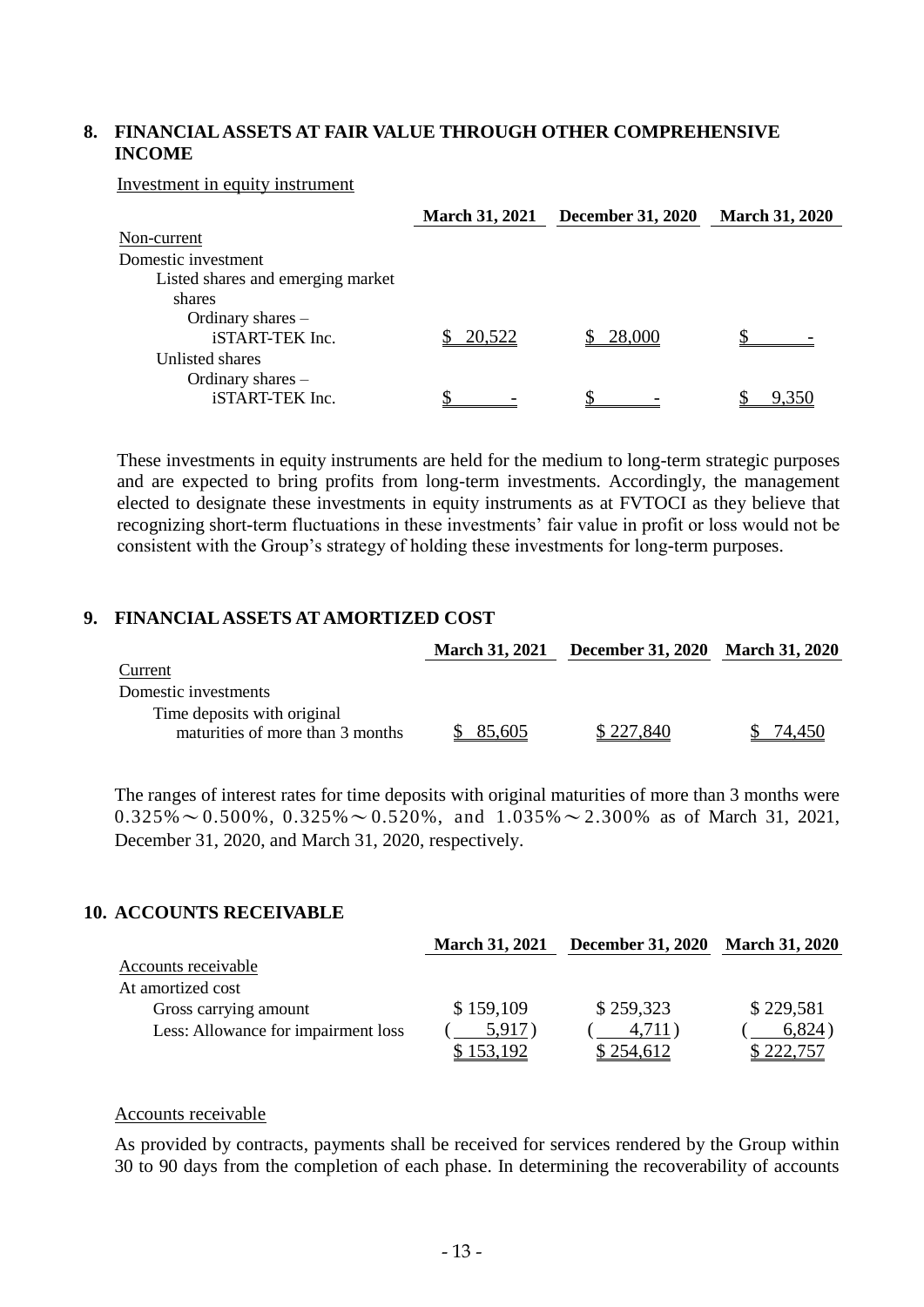## 8. FINANCIAL ASSETS AT FAIR VALUE THROUGH OTHER COMPREHENSIVE INCOME

Investment in equity instrument

| | March 31, 2021 | December 31, 2020 | March 31, 2020 |
|---|---|---|---|
| Non-current | | | |
| Domestic investment | | | |
| Listed shares and emerging market shares | | | |
| Ordinary shares – iSTART-TEK Inc. | $ 20,522 | $ 28,000 | $ - |
| Unlisted shares | | | |
| Ordinary shares – iSTART-TEK Inc. | $ - | $ - | $ 9,350 |

These investments in equity instruments are held for the medium to long-term strategic purposes and are expected to bring profits from long-term investments. Accordingly, the management elected to designate these investments in equity instruments as at FVTOCI as they believe that recognizing short-term fluctuations in these investments' fair value in profit or loss would not be consistent with the Group's strategy of holding these investments for long-term purposes.

## 9. FINANCIAL ASSETS AT AMORTIZED COST

| | March 31, 2021 | December 31, 2020 | March 31, 2020 |
|---|---|---|---|
| Current | | | |
| Domestic investments | | | |
| Time deposits with original maturities of more than 3 months | $ 85,605 | $ 227,840 | $ 74,450 |

The ranges of interest rates for time deposits with original maturities of more than 3 months were 0.325%～0.500%, 0.325%～0.520%, and 1.035%～2.300% as of March 31, 2021, December 31, 2020, and March 31, 2020, respectively.

## 10. ACCOUNTS RECEIVABLE

| | March 31, 2021 | December 31, 2020 | March 31, 2020 |
|---|---|---|---|
| Accounts receivable | | | |
| At amortized cost | | | |
| Gross carrying amount | $ 159,109 | $ 259,323 | $ 229,581 |
| Less: Allowance for impairment loss | ( 5,917 ) | ( 4,711 ) | ( 6,824 ) |
| | $ 153,192 | $ 254,612 | $ 222,757 |

Accounts receivable

As provided by contracts, payments shall be received for services rendered by the Group within 30 to 90 days from the completion of each phase. In determining the recoverability of accounts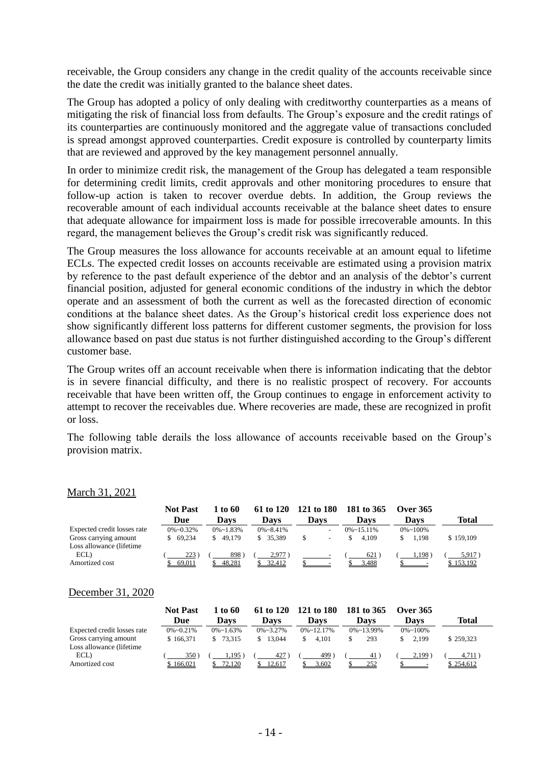receivable, the Group considers any change in the credit quality of the accounts receivable since the date the credit was initially granted to the balance sheet dates.

The Group has adopted a policy of only dealing with creditworthy counterparties as a means of mitigating the risk of financial loss from defaults. The Group's exposure and the credit ratings of its counterparties are continuously monitored and the aggregate value of transactions concluded is spread amongst approved counterparties. Credit exposure is controlled by counterparty limits that are reviewed and approved by the key management personnel annually.

In order to minimize credit risk, the management of the Group has delegated a team responsible for determining credit limits, credit approvals and other monitoring procedures to ensure that follow-up action is taken to recover overdue debts. In addition, the Group reviews the recoverable amount of each individual accounts receivable at the balance sheet dates to ensure that adequate allowance for impairment loss is made for possible irrecoverable amounts. In this regard, the management believes the Group's credit risk was significantly reduced.

The Group measures the loss allowance for accounts receivable at an amount equal to lifetime ECLs. The expected credit losses on accounts receivable are estimated using a provision matrix by reference to the past default experience of the debtor and an analysis of the debtor's current financial position, adjusted for general economic conditions of the industry in which the debtor operate and an assessment of both the current as well as the forecasted direction of economic conditions at the balance sheet dates. As the Group's historical credit loss experience does not show significantly different loss patterns for different customer segments, the provision for loss allowance based on past due status is not further distinguished according to the Group's different customer base.

The Group writes off an account receivable when there is information indicating that the debtor is in severe financial difficulty, and there is no realistic prospect of recovery. For accounts receivable that have been written off, the Group continues to engage in enforcement activity to attempt to recover the receivables due. Where recoveries are made, these are recognized in profit or loss.

The following table derails the loss allowance of accounts receivable based on the Group's provision matrix.

March 31, 2021

| | Not Past Due | 1 to 60 Days | 61 to 120 Days | 121 to 180 Days | 181 to 365 Days | Over 365 Days | Total |
|---|---|---|---|---|---|---|---|
| Expected credit losses rate | 0%~0.32% | 0%~1.83% | 0%~8.41% | - | 0%~15.11% | 0%~100% | |
| Gross carrying amount | $ 69,234 | $ 49,179 | $ 35,389 | $ - | $ 4,109 | $ 1,198 | $ 159,109 |
| Loss allowance (lifetime ECL) | ( 223 ) | ( 898 ) | ( 2,977 ) | - | ( 621 ) | ( 1,198 ) | ( 5,917 ) |
| Amortized cost | $ 69,011 | $ 48,281 | $ 32,412 | $ - | $ 3,488 | $ - | $ 153,192 |

December 31, 2020

| | Not Past Due | 1 to 60 Days | 61 to 120 Days | 121 to 180 Days | 181 to 365 Days | Over 365 Days | Total |
|---|---|---|---|---|---|---|---|
| Expected credit losses rate | 0%~0.21% | 0%~1.63% | 0%~3.27% | 0%~12.17% | 0%~13.99% | 0%~100% | |
| Gross carrying amount | $ 166,371 | $ 73,315 | $ 13,044 | $ 4,101 | $ 293 | $ 2,199 | $ 259,323 |
| Loss allowance (lifetime ECL) | ( 350 ) | ( 1,195 ) | ( 427 ) | ( 499 ) | ( 41 ) | ( 2,199 ) | ( 4,711 ) |
| Amortized cost | $ 166,021 | $ 72,120 | $ 12,617 | $ 3,602 | $ 252 | $ - | $ 254,612 |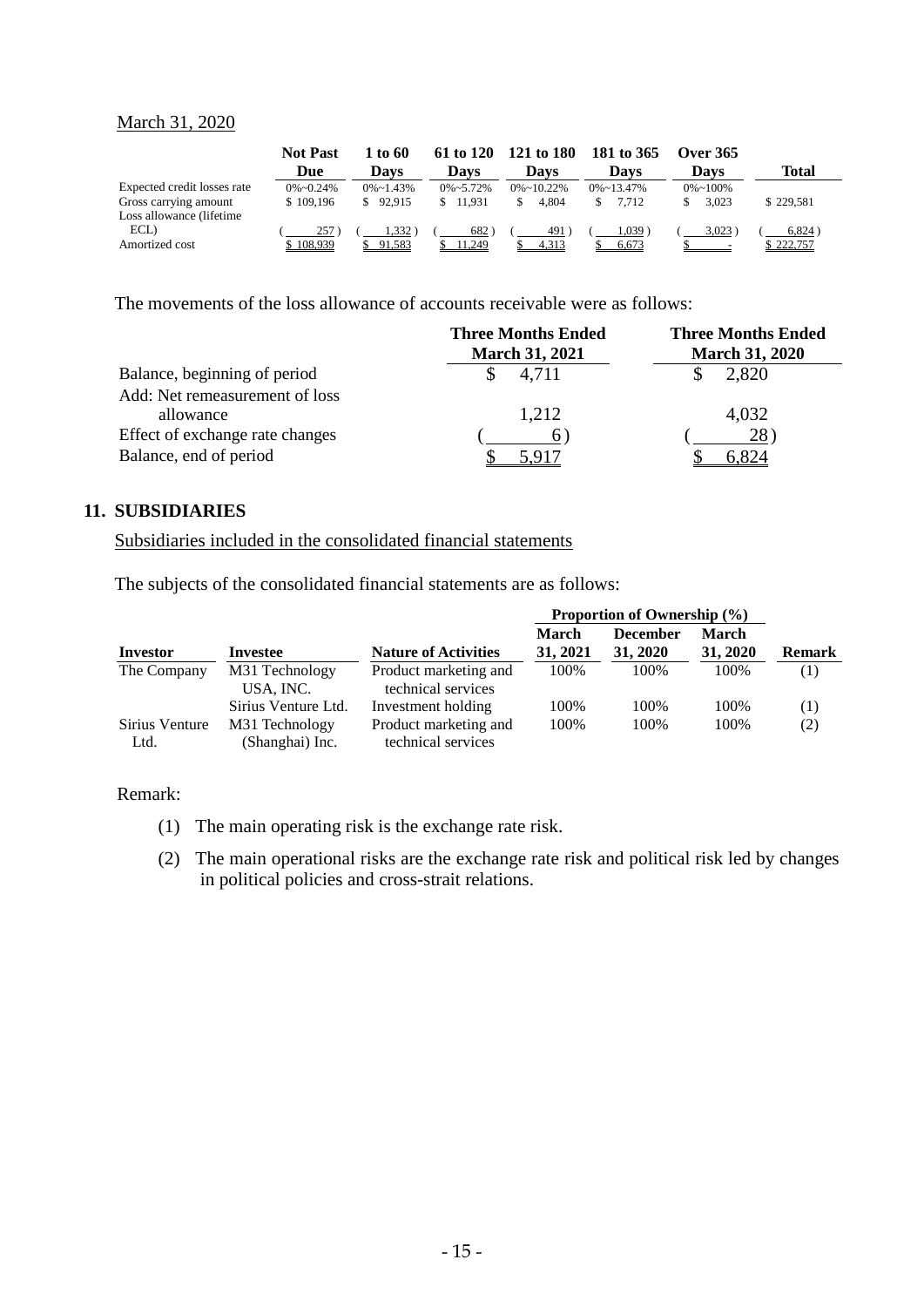March 31, 2020

| | Not Past Due | 1 to 60 Days | 61 to 120 Days | 121 to 180 Days | 181 to 365 Days | Over 365 Days | Total |
|---|---|---|---|---|---|---|---|
| Expected credit losses rate | 0%~0.24% | 0%~1.43% | 0%~5.72% | 0%~10.22% | 0%~13.47% | 0%~100% | |
| Gross carrying amount | $ 109,196 | $ 92,915 | $ 11,931 | $ 4,804 | $ 7,712 | $ 3,023 | $ 229,581 |
| Loss allowance (lifetime ECL) | ( 257 ) | ( 1,332 ) | ( 682 ) | ( 491 ) | ( 1,039 ) | ( 3,023 ) | ( 6,824 ) |
| Amortized cost | $ 108,939 | $ 91,583 | $ 11,249 | $ 4,313 | $ 6,673 | $ - | $ 222,757 |

The movements of the loss allowance of accounts receivable were as follows:

| | Three Months Ended March 31, 2021 | Three Months Ended March 31, 2020 |
|---|---|---|
| Balance, beginning of period | $ 4,711 | $ 2,820 |
| Add: Net remeasurement of loss allowance | 1,212 | 4,032 |
| Effect of exchange rate changes | ( 6 ) | ( 28 ) |
| Balance, end of period | $ 5,917 | $ 6,824 |

## 11. SUBSIDIARIES

Subsidiaries included in the consolidated financial statements

The subjects of the consolidated financial statements are as follows:

| | | | Proportion of Ownership (%) | | | |
|---|---|---|---|---|---|---|
| Investor | Investee | Nature of Activities | March 31, 2021 | December 31, 2020 | March 31, 2020 | Remark |
| The Company | M31 Technology USA, INC. | Product marketing and technical services | 100% | 100% | 100% | (1) |
| | Sirius Venture Ltd. | Investment holding | 100% | 100% | 100% | (1) |
| Sirius Venture Ltd. | M31 Technology (Shanghai) Inc. | Product marketing and technical services | 100% | 100% | 100% | (2) |

Remark:

(1) The main operating risk is the exchange rate risk.

(2) The main operational risks are the exchange rate risk and political risk led by changes in political policies and cross-strait relations.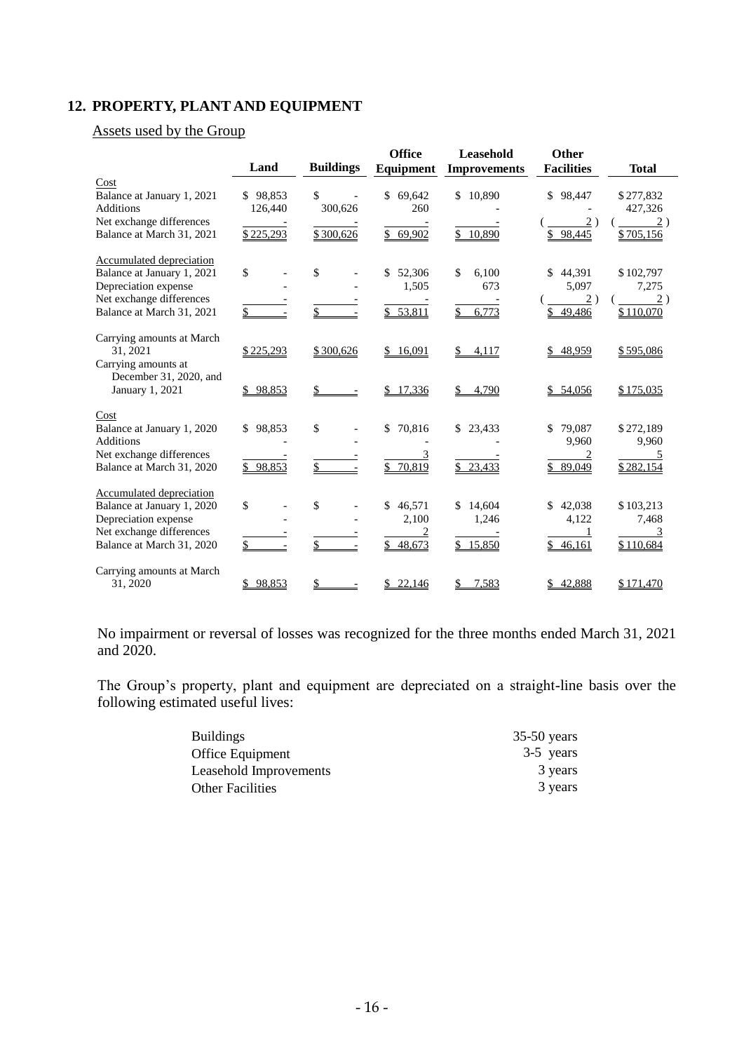## 12. PROPERTY, PLANT AND EQUIPMENT

Assets used by the Group

| | Land | Buildings | Office Equipment | Leasehold Improvements | Other Facilities | Total |
|---|---|---|---|---|---|---|
| Cost | | | | | | |
| Balance at January 1, 2021 | $ 98,853 | $ - | $ 69,642 | $ 10,890 | $ 98,447 | $ 277,832 |
| Additions | 126,440 | 300,626 | 260 | - | - | 427,326 |
| Net exchange differences | - | - | - | - | ( 2 ) | ( 2 ) |
| Balance at March 31, 2021 | $ 225,293 | $ 300,626 | $ 69,902 | $ 10,890 | $ 98,445 | $ 705,156 |
| Accumulated depreciation | | | | | | |
| Balance at January 1, 2021 | $ - | $ - | $ 52,306 | $ 6,100 | $ 44,391 | $ 102,797 |
| Depreciation expense | - | - | 1,505 | 673 | 5,097 | 7,275 |
| Net exchange differences | - | - | - | - | ( 2 ) | ( 2 ) |
| Balance at March 31, 2021 | $ - | $ - | $ 53,811 | $ 6,773 | $ 49,486 | $ 110,070 |
| Carrying amounts at March 31, 2021 | $ 225,293 | $ 300,626 | $ 16,091 | $ 4,117 | $ 48,959 | $ 595,086 |
| Carrying amounts at December 31, 2020, and January 1, 2021 | $ 98,853 | $ - | $ 17,336 | $ 4,790 | $ 54,056 | $ 175,035 |
| Cost | | | | | | |
| Balance at January 1, 2020 | $ 98,853 | $ - | $ 70,816 | $ 23,433 | $ 79,087 | $ 272,189 |
| Additions | - | - | - | - | 9,960 | 9,960 |
| Net exchange differences | - | - | 3 | - | 2 | 5 |
| Balance at March 31, 2020 | $ 98,853 | $ - | $ 70,819 | $ 23,433 | $ 89,049 | $ 282,154 |
| Accumulated depreciation | | | | | | |
| Balance at January 1, 2020 | $ - | $ - | $ 46,571 | $ 14,604 | $ 42,038 | $ 103,213 |
| Depreciation expense | - | - | 2,100 | 1,246 | 4,122 | 7,468 |
| Net exchange differences | - | - | 2 | - | 1 | 3 |
| Balance at March 31, 2020 | $ - | $ - | $ 48,673 | $ 15,850 | $ 46,161 | $ 110,684 |
| Carrying amounts at March 31, 2020 | $ 98,853 | $ - | $ 22,146 | $ 7,583 | $ 42,888 | $ 171,470 |

No impairment or reversal of losses was recognized for the three months ended March 31, 2021 and 2020.

The Group's property, plant and equipment are depreciated on a straight-line basis over the following estimated useful lives:

| | |
|---|---|
| Buildings | 35-50 years |
| Office Equipment | 3-5 years |
| Leasehold Improvements | 3 years |
| Other Facilities | 3 years |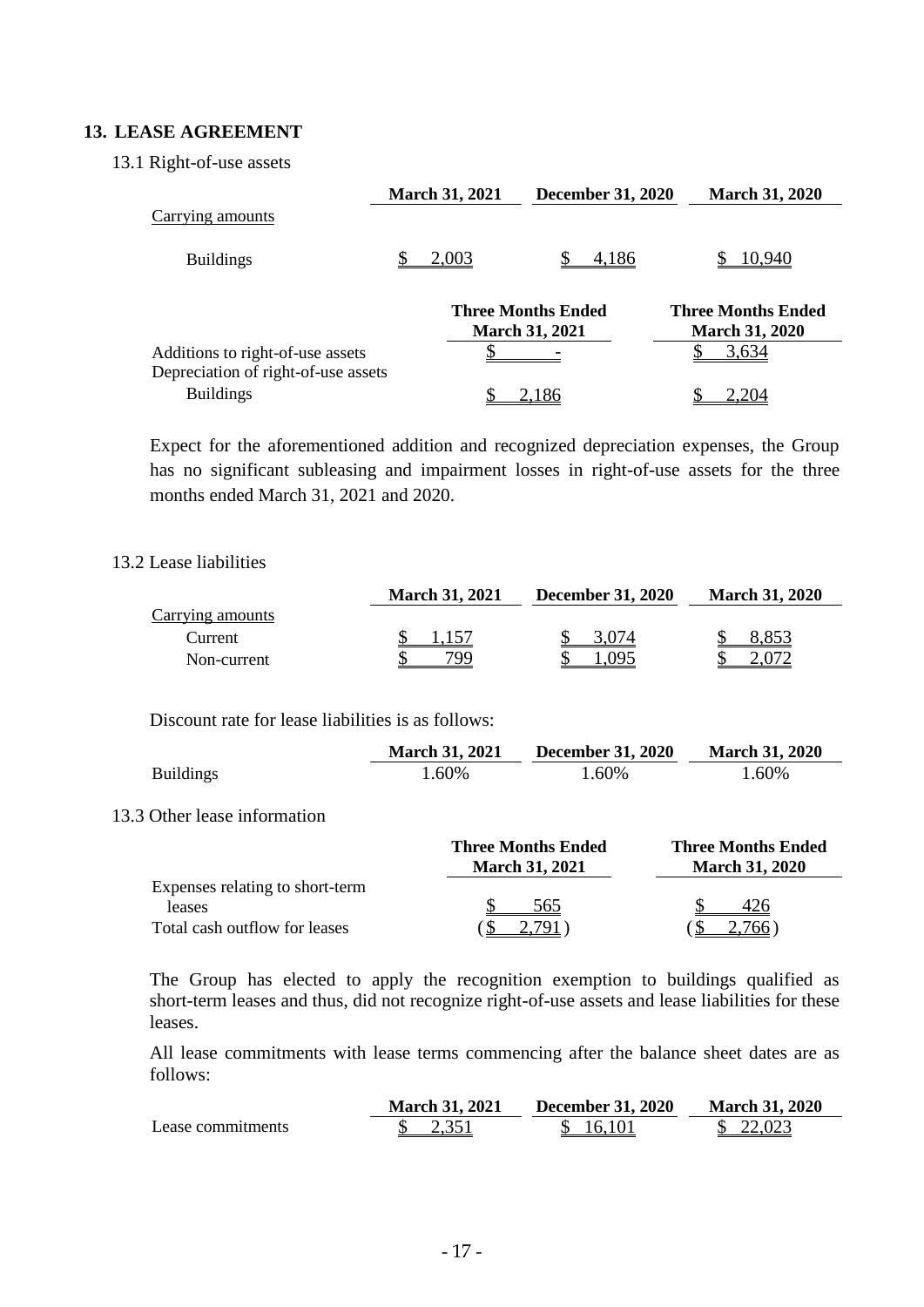## 13. LEASE AGREEMENT

13.1 Right-of-use assets

| | March 31, 2021 | December 31, 2020 | March 31, 2020 |
|---|---|---|---|
| Carrying amounts | | | |
| Buildings | $ 2,003 | $ 4,186 | $ 10,940 |

| | Three Months Ended March 31, 2021 | Three Months Ended March 31, 2020 |
|---|---|---|
| Additions to right-of-use assets | $ - | $ 3,634 |
| Depreciation of right-of-use assets | | |
| Buildings | $ 2,186 | $ 2,204 |

Expect for the aforementioned addition and recognized depreciation expenses, the Group has no significant subleasing and impairment losses in right-of-use assets for the three months ended March 31, 2021 and 2020.

13.2 Lease liabilities

| | March 31, 2021 | December 31, 2020 | March 31, 2020 |
|---|---|---|---|
| Carrying amounts | | | |
| Current | $ 1,157 | $ 3,074 | $ 8,853 |
| Non-current | $ 799 | $ 1,095 | $ 2,072 |

Discount rate for lease liabilities is as follows:

| | March 31, 2021 | December 31, 2020 | March 31, 2020 |
|---|---|---|---|
| Buildings | 1.60% | 1.60% | 1.60% |

13.3 Other lease information

| | Three Months Ended March 31, 2021 | Three Months Ended March 31, 2020 |
|---|---|---|
| Expenses relating to short-term leases | $ 565 | $ 426 |
| Total cash outflow for leases | ($ 2,791) | ($ 2,766) |

The Group has elected to apply the recognition exemption to buildings qualified as short-term leases and thus, did not recognize right-of-use assets and lease liabilities for these leases.

All lease commitments with lease terms commencing after the balance sheet dates are as follows:

| | March 31, 2021 | December 31, 2020 | March 31, 2020 |
|---|---|---|---|
| Lease commitments | $ 2,351 | $ 16,101 | $ 22,023 |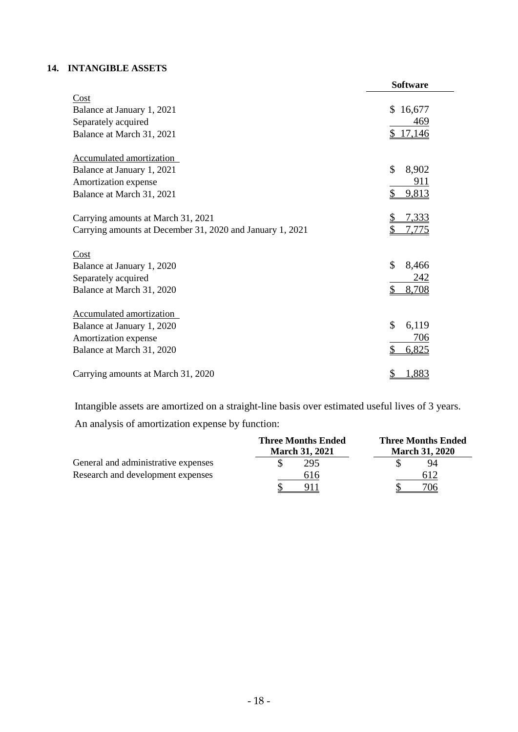## 14. INTANGIBLE ASSETS

| | Software |
|---|---|
| Cost | |
| Balance at January 1, 2021 | $ 16,677 |
| Separately acquired | 469 |
| Balance at March 31, 2021 | $ 17,146 |
| | |
| Accumulated amortization | |
| Balance at January 1, 2021 | $ 8,902 |
| Amortization expense | 911 |
| Balance at March 31, 2021 | $ 9,813 |
| | |
| Carrying amounts at March 31, 2021 | $ 7,333 |
| Carrying amounts at December 31, 2020 and January 1, 2021 | $ 7,775 |
| | |
| Cost | |
| Balance at January 1, 2020 | $ 8,466 |
| Separately acquired | 242 |
| Balance at March 31, 2020 | $ 8,708 |
| | |
| Accumulated amortization | |
| Balance at January 1, 2020 | $ 6,119 |
| Amortization expense | 706 |
| Balance at March 31, 2020 | $ 6,825 |
| | |
| Carrying amounts at March 31, 2020 | $ 1,883 |

Intangible assets are amortized on a straight-line basis over estimated useful lives of 3 years.

An analysis of amortization expense by function:

| | Three Months Ended March 31, 2021 | Three Months Ended March 31, 2020 |
|---|---|---|
| General and administrative expenses | $ 295 | $ 94 |
| Research and development expenses | 616 | 612 |
| | $ 911 | $ 706 |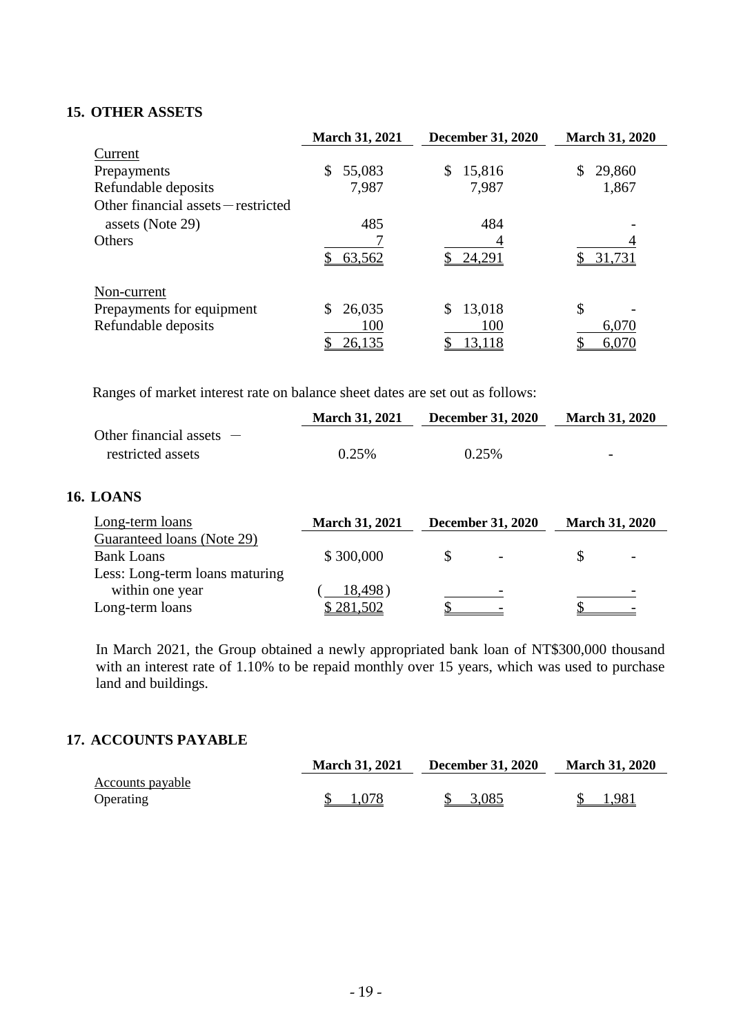## 15. OTHER ASSETS

| | March 31, 2021 | December 31, 2020 | March 31, 2020 |
|---|---|---|---|
| Current | | | |
| Prepayments | $ 55,083 | $ 15,816 | $ 29,860 |
| Refundable deposits | 7,987 | 7,987 | 1,867 |
| Other financial assets－restricted assets (Note 29) | 485 | 484 | - |
| Others | 7 | 4 | 4 |
| | $ 63,562 | $ 24,291 | $ 31,731 |
| Non-current | | | |
| Prepayments for equipment | $ 26,035 | $ 13,018 | $ - |
| Refundable deposits | 100 | 100 | 6,070 |
| | $ 26,135 | $ 13,118 | $ 6,070 |

Ranges of market interest rate on balance sheet dates are set out as follows:

| | March 31, 2021 | December 31, 2020 | March 31, 2020 |
|---|---|---|---|
| Other financial assets － restricted assets | 0.25% | 0.25% | - |

## 16. LOANS

| Long-term loans | March 31, 2021 | December 31, 2020 | March 31, 2020 |
|---|---|---|---|
| Guaranteed loans (Note 29) | | | |
| Bank Loans | $ 300,000 | $ - | $ - |
| Less: Long-term loans maturing within one year | ( 18,498 ) | - | - |
| Long-term loans | $ 281,502 | $ - | $ - |

In March 2021, the Group obtained a newly appropriated bank loan of NT$300,000 thousand with an interest rate of 1.10% to be repaid monthly over 15 years, which was used to purchase land and buildings.

## 17. ACCOUNTS PAYABLE

| | March 31, 2021 | December 31, 2020 | March 31, 2020 |
|---|---|---|---|
| Accounts payable | | | |
| Operating | $ 1,078 | $ 3,085 | $ 1,981 |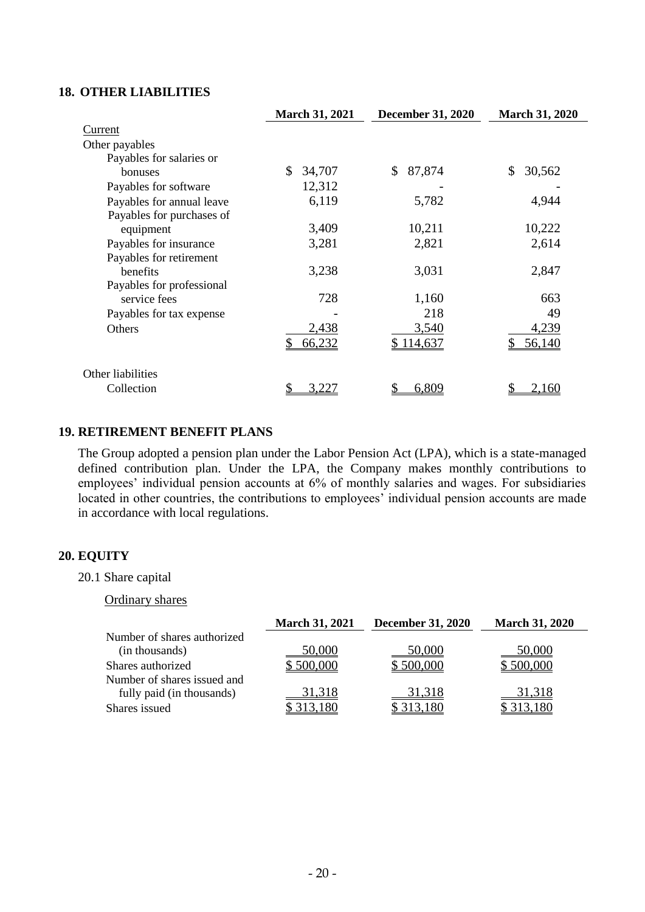## 18. OTHER LIABILITIES

| | March 31, 2021 | December 31, 2020 | March 31, 2020 |
|---|---|---|---|
| Current | | | |
| Other payables | | | |
| Payables for salaries or bonuses | $ 34,707 | $ 87,874 | $ 30,562 |
| Payables for software | 12,312 | - | - |
| Payables for annual leave | 6,119 | 5,782 | 4,944 |
| Payables for purchases of equipment | 3,409 | 10,211 | 10,222 |
| Payables for insurance | 3,281 | 2,821 | 2,614 |
| Payables for retirement benefits | 3,238 | 3,031 | 2,847 |
| Payables for professional service fees | 728 | 1,160 | 663 |
| Payables for tax expense | - | 218 | 49 |
| Others | 2,438 | 3,540 | 4,239 |
| | $ 66,232 | $ 114,637 | $ 56,140 |
| Other liabilities | | | |
| Collection | $ 3,227 | $ 6,809 | $ 2,160 |

## 19. RETIREMENT BENEFIT PLANS

The Group adopted a pension plan under the Labor Pension Act (LPA), which is a state-managed defined contribution plan. Under the LPA, the Company makes monthly contributions to employees' individual pension accounts at 6% of monthly salaries and wages. For subsidiaries located in other countries, the contributions to employees' individual pension accounts are made in accordance with local regulations.

## 20. EQUITY

20.1 Share capital

Ordinary shares

| | March 31, 2021 | December 31, 2020 | March 31, 2020 |
|---|---|---|---|
| Number of shares authorized (in thousands) | 50,000 | 50,000 | 50,000 |
| Shares authorized | $ 500,000 | $ 500,000 | $ 500,000 |
| Number of shares issued and fully paid (in thousands) | 31,318 | 31,318 | 31,318 |
| Shares issued | $ 313,180 | $ 313,180 | $ 313,180 |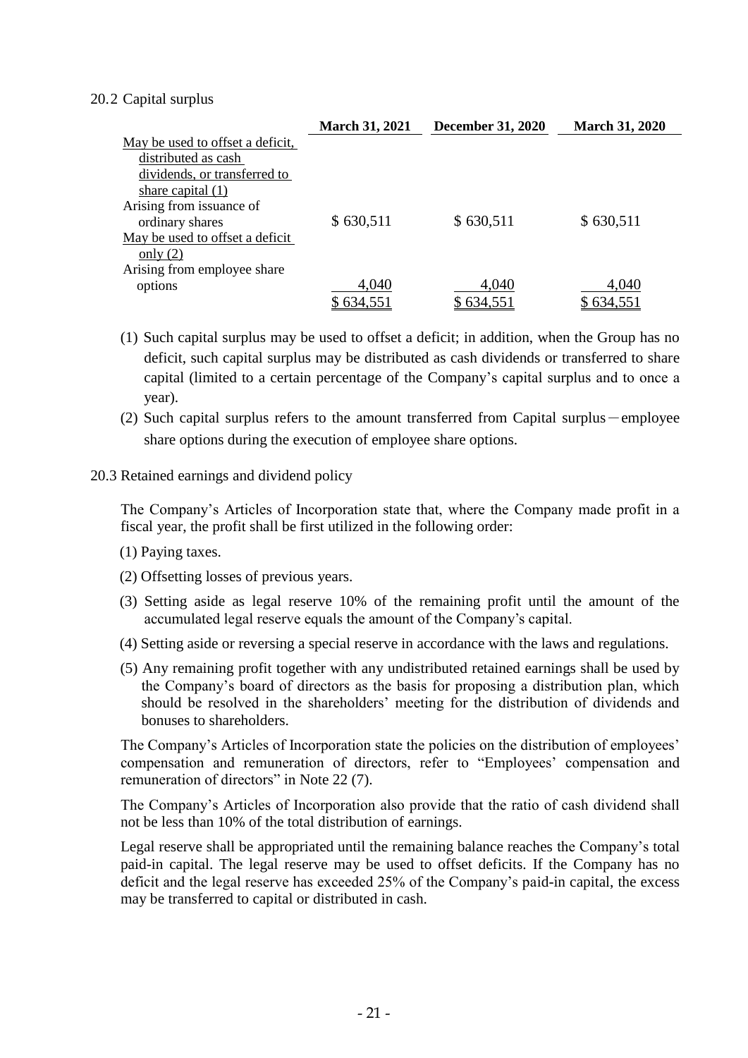## 20.2 Capital surplus

| | March 31, 2021 | December 31, 2020 | March 31, 2020 |
|---|---|---|---|
| May be used to offset a deficit, distributed as cash dividends, or transferred to share capital (1) | | | |
| Arising from issuance of ordinary shares | $ 630,511 | $ 630,511 | $ 630,511 |
| May be used to offset a deficit only (2) | | | |
| Arising from employee share options | 4,040 | 4,040 | 4,040 |
| | $ 634,551 | $ 634,551 | $ 634,551 |

(1) Such capital surplus may be used to offset a deficit; in addition, when the Group has no deficit, such capital surplus may be distributed as cash dividends or transferred to share capital (limited to a certain percentage of the Company's capital surplus and to once a year).

(2) Such capital surplus refers to the amount transferred from Capital surplus－employee share options during the execution of employee share options.

## 20.3 Retained earnings and dividend policy

The Company's Articles of Incorporation state that, where the Company made profit in a fiscal year, the profit shall be first utilized in the following order:

(1) Paying taxes.

(2) Offsetting losses of previous years.

(3) Setting aside as legal reserve 10% of the remaining profit until the amount of the accumulated legal reserve equals the amount of the Company's capital.

(4) Setting aside or reversing a special reserve in accordance with the laws and regulations.

(5) Any remaining profit together with any undistributed retained earnings shall be used by the Company's board of directors as the basis for proposing a distribution plan, which should be resolved in the shareholders' meeting for the distribution of dividends and bonuses to shareholders.

The Company's Articles of Incorporation state the policies on the distribution of employees' compensation and remuneration of directors, refer to "Employees' compensation and remuneration of directors" in Note 22 (7).

The Company's Articles of Incorporation also provide that the ratio of cash dividend shall not be less than 10% of the total distribution of earnings.

Legal reserve shall be appropriated until the remaining balance reaches the Company's total paid-in capital. The legal reserve may be used to offset deficits. If the Company has no deficit and the legal reserve has exceeded 25% of the Company's paid-in capital, the excess may be transferred to capital or distributed in cash.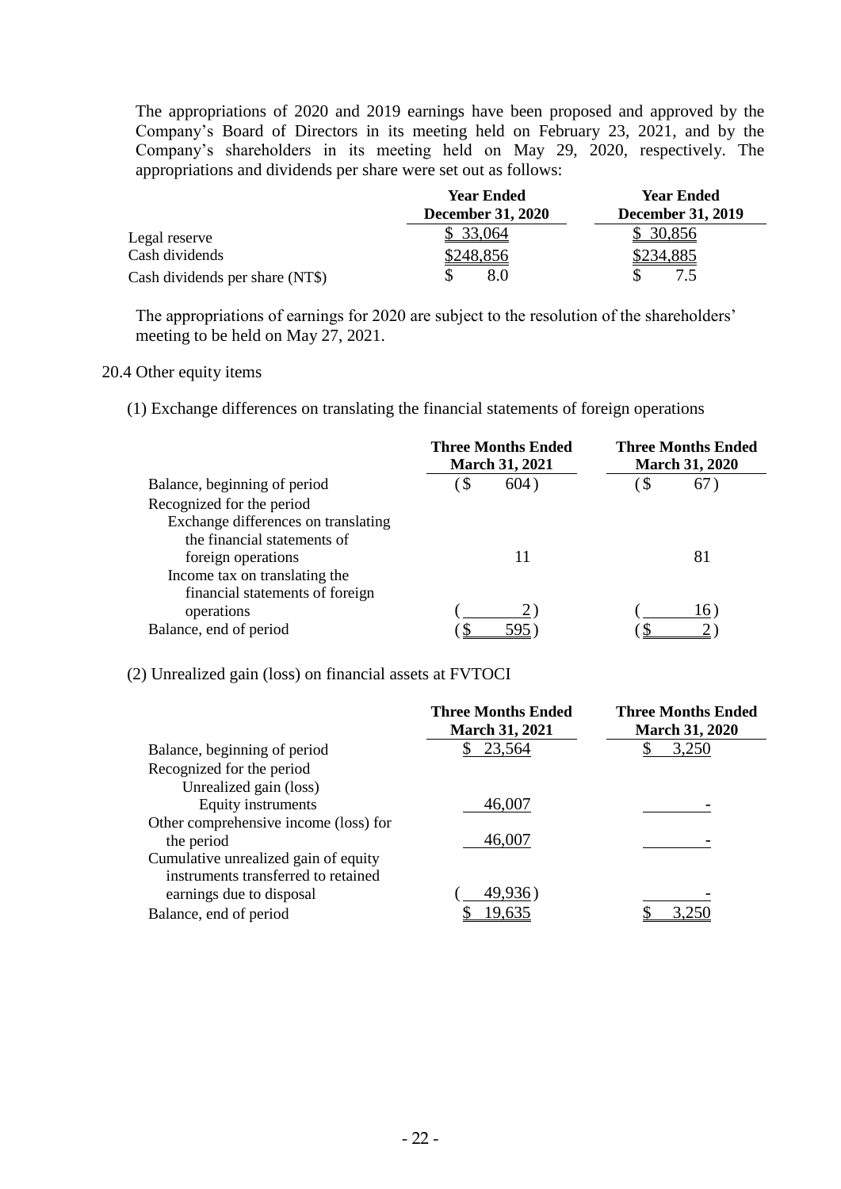The appropriations of 2020 and 2019 earnings have been proposed and approved by the Company's Board of Directors in its meeting held on February 23, 2021, and by the Company's shareholders in its meeting held on May 29, 2020, respectively. The appropriations and dividends per share were set out as follows:

| | Year Ended December 31, 2020 | Year Ended December 31, 2019 |
|---|---|---|
| Legal reserve | $ 33,064 | $ 30,856 |
| Cash dividends | $248,856 | $234,885 |
| Cash dividends per share (NT$) | $ 8.0 | $ 7.5 |

The appropriations of earnings for 2020 are subject to the resolution of the shareholders' meeting to be held on May 27, 2021.

20.4 Other equity items

(1) Exchange differences on translating the financial statements of foreign operations

| | Three Months Ended March 31, 2021 | Three Months Ended March 31, 2020 |
|---|---|---|
| Balance, beginning of period | ($ 604) | ($ 67) |
| Recognized for the period | | |
| Exchange differences on translating the financial statements of foreign operations | 11 | 81 |
| Income tax on translating the financial statements of foreign operations | ( 2) | ( 16) |
| Balance, end of period | ($ 595) | ($ 2) |

(2) Unrealized gain (loss) on financial assets at FVTOCI

| | Three Months Ended March 31, 2021 | Three Months Ended March 31, 2020 |
|---|---|---|
| Balance, beginning of period | $ 23,564 | $ 3,250 |
| Recognized for the period | | |
| Unrealized gain (loss) | | |
| Equity instruments | 46,007 | - |
| Other comprehensive income (loss) for the period | 46,007 | - |
| Cumulative unrealized gain of equity instruments transferred to retained earnings due to disposal | ( 49,936) | - |
| Balance, end of period | $ 19,635 | $ 3,250 |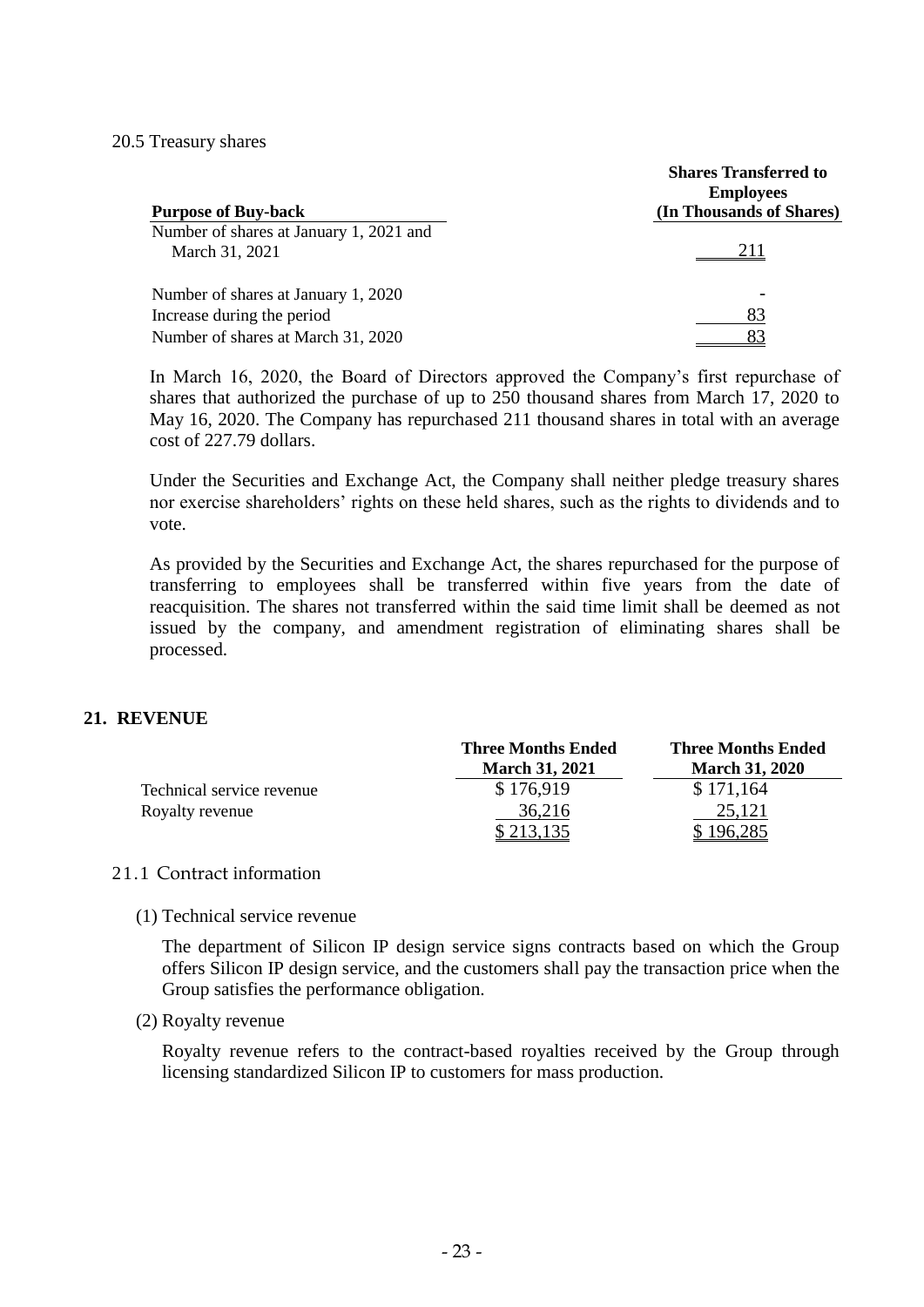20.5 Treasury shares

| Purpose of Buy-back | Shares Transferred to Employees (In Thousands of Shares) |
| --- | --- |
| Number of shares at January 1, 2021 and March 31, 2021 | 211 |
| | |
| Number of shares at January 1, 2020 | - |
| Increase during the period | 83 |
| Number of shares at March 31, 2020 | 83 |

In March 16, 2020, the Board of Directors approved the Company's first repurchase of shares that authorized the purchase of up to 250 thousand shares from March 17, 2020 to May 16, 2020. The Company has repurchased 211 thousand shares in total with an average cost of 227.79 dollars.

Under the Securities and Exchange Act, the Company shall neither pledge treasury shares nor exercise shareholders' rights on these held shares, such as the rights to dividends and to vote.

As provided by the Securities and Exchange Act, the shares repurchased for the purpose of transferring to employees shall be transferred within five years from the date of reacquisition. The shares not transferred within the said time limit shall be deemed as not issued by the company, and amendment registration of eliminating shares shall be processed.

## 21. REVENUE

| | Three Months Ended March 31, 2021 | Three Months Ended March 31, 2020 |
| --- | --- | --- |
| Technical service revenue | $ 176,919 | $ 171,164 |
| Royalty revenue | 36,216 | 25,121 |
| | $ 213,135 | $ 196,285 |

21.1 Contract information

(1) Technical service revenue

The department of Silicon IP design service signs contracts based on which the Group offers Silicon IP design service, and the customers shall pay the transaction price when the Group satisfies the performance obligation.

(2) Royalty revenue

Royalty revenue refers to the contract-based royalties received by the Group through licensing standardized Silicon IP to customers for mass production.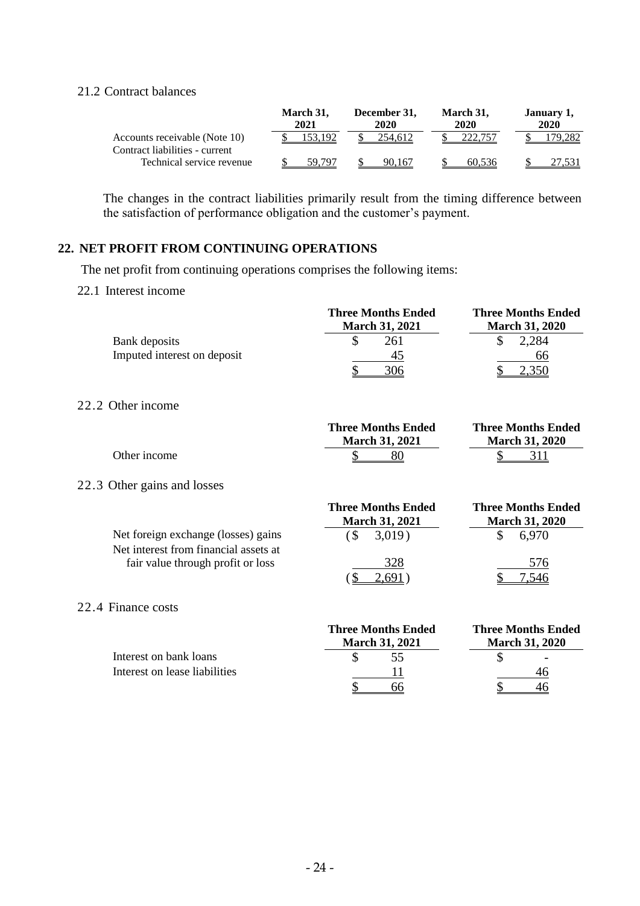21.2 Contract balances

| | March 31, 2021 | December 31, 2020 | March 31, 2020 | January 1, 2020 |
|---|---|---|---|---|
| Accounts receivable (Note 10) | $ 153,192 | $ 254,612 | $ 222,757 | $ 179,282 |
| Contract liabilities - current | | | | |
| Technical service revenue | $ 59,797 | $ 90,167 | $ 60,536 | $ 27,531 |

The changes in the contract liabilities primarily result from the timing difference between the satisfaction of performance obligation and the customer's payment.

## 22. NET PROFIT FROM CONTINUING OPERATIONS

The net profit from continuing operations comprises the following items:

22.1 Interest income

| | Three Months Ended March 31, 2021 | Three Months Ended March 31, 2020 |
|---|---|---|
| Bank deposits | $ 261 | $ 2,284 |
| Imputed interest on deposit | 45 | 66 |
| | $ 306 | $ 2,350 |

22.2 Other income

| | Three Months Ended March 31, 2021 | Three Months Ended March 31, 2020 |
|---|---|---|
| Other income | $ 80 | $ 311 |

22.3 Other gains and losses

| | Three Months Ended March 31, 2021 | Three Months Ended March 31, 2020 |
|---|---|---|
| Net foreign exchange (losses) gains | ($ 3,019) | $ 6,970 |
| Net interest from financial assets at fair value through profit or loss | 328 | 576 |
| | ($ 2,691) | $ 7,546 |

22.4 Finance costs

| | Three Months Ended March 31, 2021 | Three Months Ended March 31, 2020 |
|---|---|---|
| Interest on bank loans | $ 55 | $ - |
| Interest on lease liabilities | 11 | 46 |
| | $ 66 | $ 46 |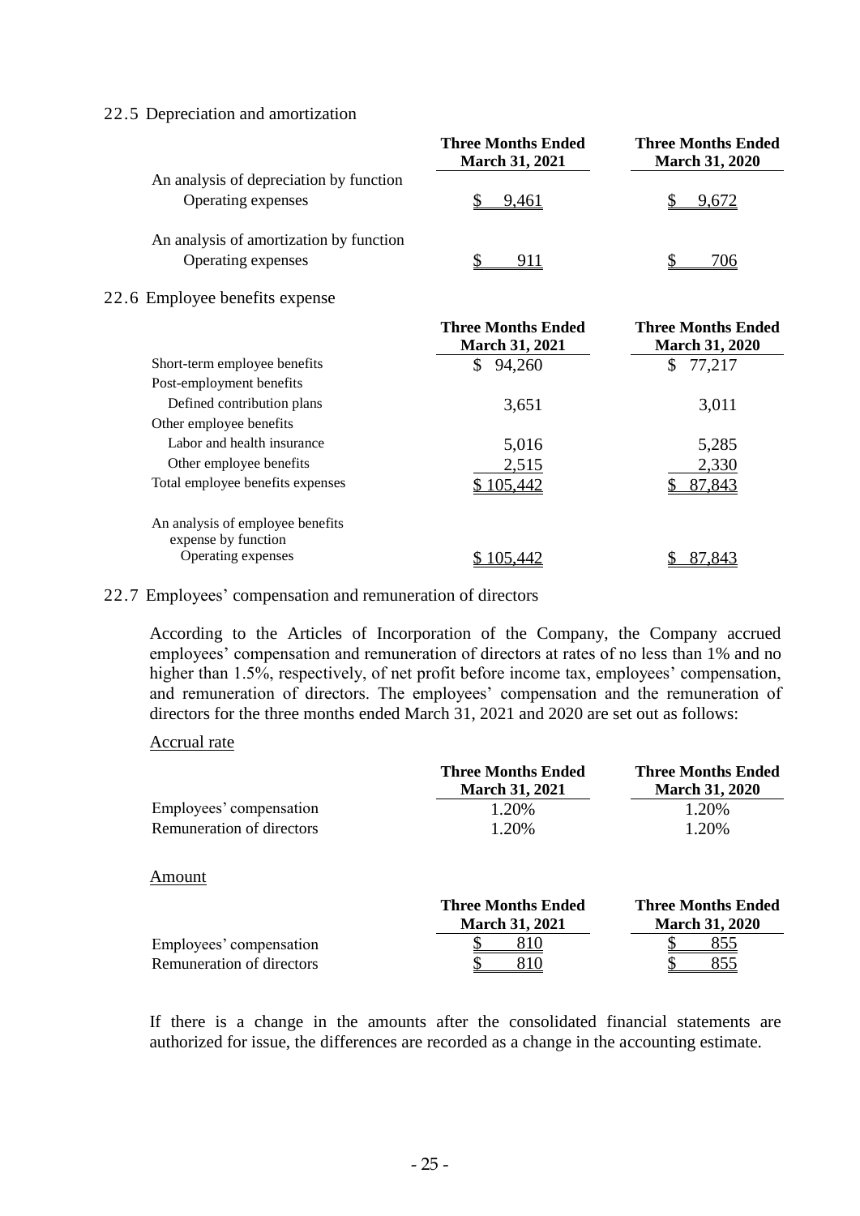### 22.5 Depreciation and amortization

| | Three Months Ended March 31, 2021 | Three Months Ended March 31, 2020 |
|---|---|---|
| An analysis of depreciation by function | | |
| Operating expenses | $ 9,461 | $ 9,672 |
| An analysis of amortization by function | | |
| Operating expenses | $ 911 | $ 706 |

### 22.6 Employee benefits expense

| | Three Months Ended March 31, 2021 | Three Months Ended March 31, 2020 |
|---|---|---|
| Short-term employee benefits | $ 94,260 | $ 77,217 |
| Post-employment benefits | | |
| Defined contribution plans | 3,651 | 3,011 |
| Other employee benefits | | |
| Labor and health insurance | 5,016 | 5,285 |
| Other employee benefits | 2,515 | 2,330 |
| Total employee benefits expenses | $ 105,442 | $ 87,843 |
| An analysis of employee benefits expense by function | | |
| Operating expenses | $ 105,442 | $ 87,843 |

### 22.7 Employees' compensation and remuneration of directors

According to the Articles of Incorporation of the Company, the Company accrued employees' compensation and remuneration of directors at rates of no less than 1% and no higher than 1.5%, respectively, of net profit before income tax, employees' compensation, and remuneration of directors. The employees' compensation and the remuneration of directors for the three months ended March 31, 2021 and 2020 are set out as follows:

Accrual rate

| | Three Months Ended March 31, 2021 | Three Months Ended March 31, 2020 |
|---|---|---|
| Employees' compensation | 1.20% | 1.20% |
| Remuneration of directors | 1.20% | 1.20% |

Amount

| | Three Months Ended March 31, 2021 | Three Months Ended March 31, 2020 |
|---|---|---|
| Employees' compensation | $ 810 | $ 855 |
| Remuneration of directors | $ 810 | $ 855 |

If there is a change in the amounts after the consolidated financial statements are authorized for issue, the differences are recorded as a change in the accounting estimate.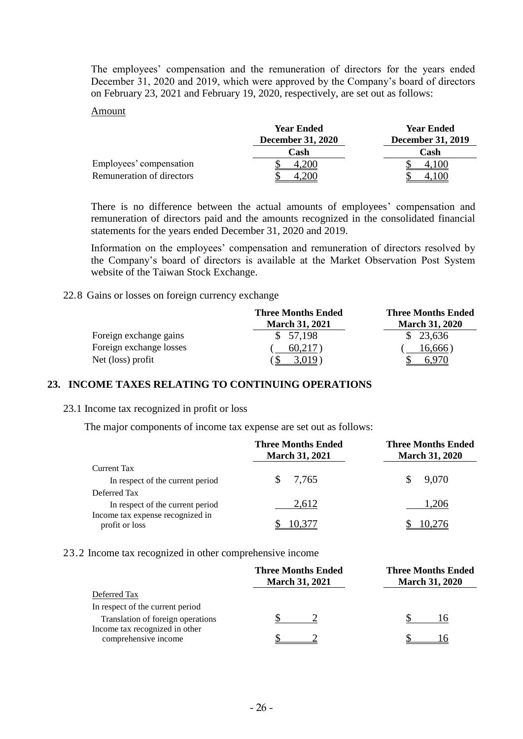The employees' compensation and the remuneration of directors for the years ended December 31, 2020 and 2019, which were approved by the Company's board of directors on February 23, 2021 and February 19, 2020, respectively, are set out as follows:

Amount

| | Year Ended December 31, 2020 | Year Ended December 31, 2019 |
|---|---|---|
| | Cash | Cash |
| Employees' compensation | $ 4,200 | $ 4,100 |
| Remuneration of directors | $ 4,200 | $ 4,100 |

There is no difference between the actual amounts of employees' compensation and remuneration of directors paid and the amounts recognized in the consolidated financial statements for the years ended December 31, 2020 and 2019.

Information on the employees' compensation and remuneration of directors resolved by the Company's board of directors is available at the Market Observation Post System website of the Taiwan Stock Exchange.

22.8 Gains or losses on foreign currency exchange

| | Three Months Ended March 31, 2021 | Three Months Ended March 31, 2020 |
|---|---|---|
| Foreign exchange gains | $ 57,198 | $ 23,636 |
| Foreign exchange losses | ( 60,217 ) | ( 16,666 ) |
| Net (loss) profit | ( $ 3,019 ) | $ 6,970 |

## 23. INCOME TAXES RELATING TO CONTINUING OPERATIONS

23.1 Income tax recognized in profit or loss

The major components of income tax expense are set out as follows:

| | Three Months Ended March 31, 2021 | Three Months Ended March 31, 2020 |
|---|---|---|
| Current Tax | | |
| In respect of the current period | $ 7,765 | $ 9,070 |
| Deferred Tax | | |
| In respect of the current period | 2,612 | 1,206 |
| Income tax expense recognized in profit or loss | $ 10,377 | $ 10,276 |

23.2 Income tax recognized in other comprehensive income

| | Three Months Ended March 31, 2021 | Three Months Ended March 31, 2020 |
|---|---|---|
| Deferred Tax | | |
| In respect of the current period | | |
| Translation of foreign operations | $ 2 | $ 16 |
| Income tax recognized in other comprehensive income | $ 2 | $ 16 |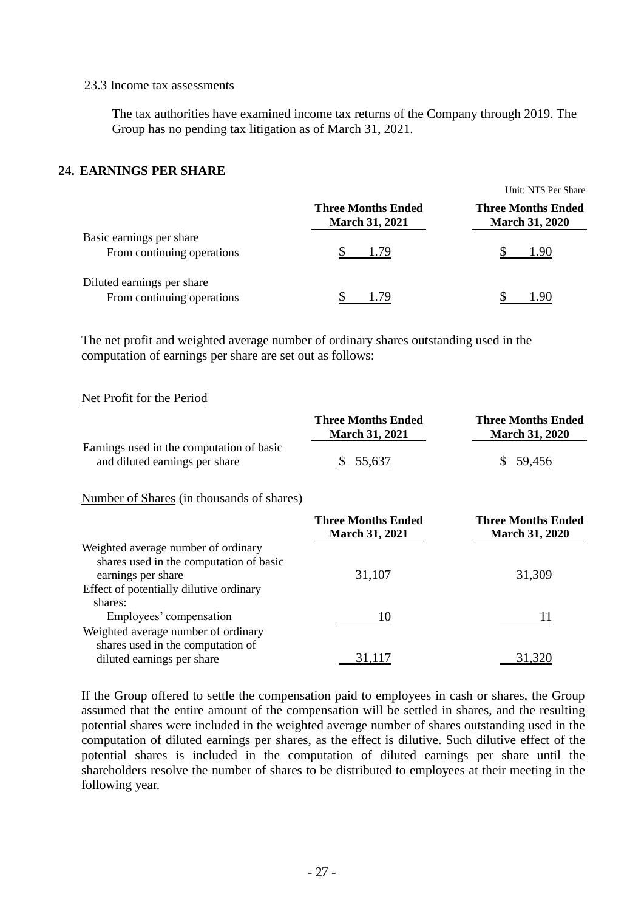23.3 Income tax assessments

The tax authorities have examined income tax returns of the Company through 2019. The Group has no pending tax litigation as of March 31, 2021.

## 24. EARNINGS PER SHARE

Unit: NT$ Per Share

| | Three Months Ended March 31, 2021 | Three Months Ended March 31, 2020 |
|---|---|---|
| Basic earnings per share | | |
| From continuing operations | $ 1.79 | $ 1.90 |
| Diluted earnings per share | | |
| From continuing operations | $ 1.79 | $ 1.90 |

The net profit and weighted average number of ordinary shares outstanding used in the computation of earnings per share are set out as follows:

Net Profit for the Period

| | Three Months Ended March 31, 2021 | Three Months Ended March 31, 2020 |
|---|---|---|
| Earnings used in the computation of basic and diluted earnings per share | $ 55,637 | $ 59,456 |

Number of Shares (in thousands of shares)

| | Three Months Ended March 31, 2021 | Three Months Ended March 31, 2020 |
|---|---|---|
| Weighted average number of ordinary shares used in the computation of basic earnings per share | 31,107 | 31,309 |
| Effect of potentially dilutive ordinary shares: | | |
| Employees' compensation | 10 | 11 |
| Weighted average number of ordinary shares used in the computation of diluted earnings per share | 31,117 | 31,320 |

If the Group offered to settle the compensation paid to employees in cash or shares, the Group assumed that the entire amount of the compensation will be settled in shares, and the resulting potential shares were included in the weighted average number of shares outstanding used in the computation of diluted earnings per shares, as the effect is dilutive. Such dilutive effect of the potential shares is included in the computation of diluted earnings per share until the shareholders resolve the number of shares to be distributed to employees at their meeting in the following year.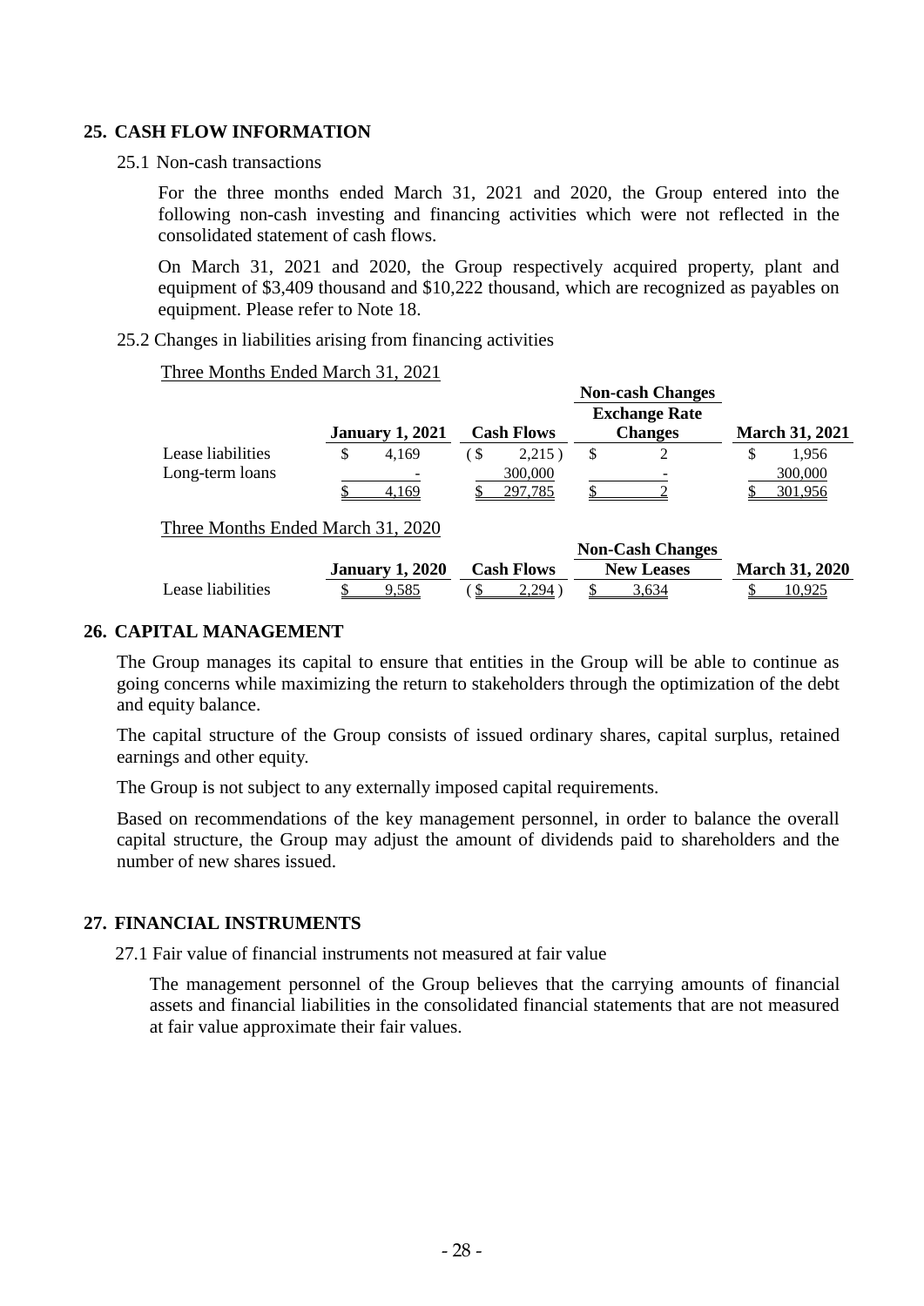## 25. CASH FLOW INFORMATION

25.1 Non-cash transactions

For the three months ended March 31, 2021 and 2020, the Group entered into the following non-cash investing and financing activities which were not reflected in the consolidated statement of cash flows.

On March 31, 2021 and 2020, the Group respectively acquired property, plant and equipment of $3,409 thousand and $10,222 thousand, which are recognized as payables on equipment. Please refer to Note 18.

25.2 Changes in liabilities arising from financing activities

Three Months Ended March 31, 2021

| | | | Non-cash Changes | |
|---|---|---|---|---|
| | January 1, 2021 | Cash Flows | Exchange Rate Changes | March 31, 2021 |
| Lease liabilities | $ 4,169 | ( $ 2,215 ) | $ 2 | $ 1,956 |
| Long-term loans | - | 300,000 | - | 300,000 |
| | $ 4,169 | $ 297,785 | $ 2 | $ 301,956 |

Three Months Ended March 31, 2020

| | | | Non-Cash Changes | |
|---|---|---|---|---|
| | January 1, 2020 | Cash Flows | New Leases | March 31, 2020 |
| Lease liabilities | $ 9,585 | ( $ 2,294 ) | $ 3,634 | $ 10,925 |

## 26. CAPITAL MANAGEMENT

The Group manages its capital to ensure that entities in the Group will be able to continue as going concerns while maximizing the return to stakeholders through the optimization of the debt and equity balance.

The capital structure of the Group consists of issued ordinary shares, capital surplus, retained earnings and other equity.

The Group is not subject to any externally imposed capital requirements.

Based on recommendations of the key management personnel, in order to balance the overall capital structure, the Group may adjust the amount of dividends paid to shareholders and the number of new shares issued.

## 27. FINANCIAL INSTRUMENTS

27.1 Fair value of financial instruments not measured at fair value

The management personnel of the Group believes that the carrying amounts of financial assets and financial liabilities in the consolidated financial statements that are not measured at fair value approximate their fair values.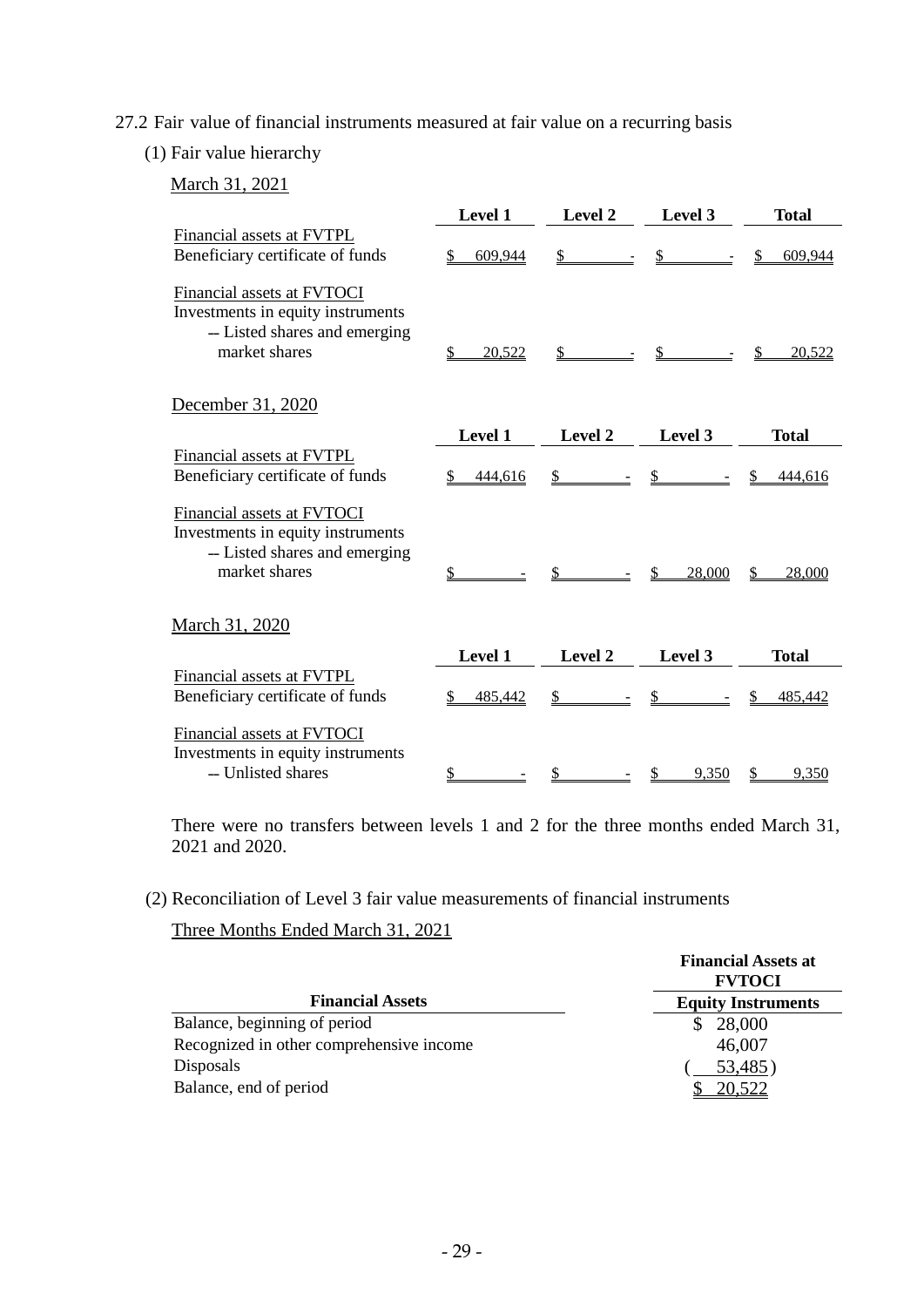27.2 Fair value of financial instruments measured at fair value on a recurring basis

(1) Fair value hierarchy

March 31, 2021

| | Level 1 | Level 2 | Level 3 | Total |
|---|---|---|---|---|
| Financial assets at FVTPL | | | | |
| Beneficiary certificate of funds | $ 609,944 | $ - | $ - | $ 609,944 |
| Financial assets at FVTOCI | | | | |
| Investments in equity instruments | | | | |
| ‒ Listed shares and emerging market shares | $ 20,522 | $ - | $ - | $ 20,522 |

December 31, 2020

| | Level 1 | Level 2 | Level 3 | Total |
|---|---|---|---|---|
| Financial assets at FVTPL | | | | |
| Beneficiary certificate of funds | $ 444,616 | $ - | $ - | $ 444,616 |
| Financial assets at FVTOCI | | | | |
| Investments in equity instruments | | | | |
| ‒ Listed shares and emerging market shares | $ - | $ - | $ 28,000 | $ 28,000 |

March 31, 2020

| | Level 1 | Level 2 | Level 3 | Total |
|---|---|---|---|---|
| Financial assets at FVTPL | | | | |
| Beneficiary certificate of funds | $ 485,442 | $ - | $ - | $ 485,442 |
| Financial assets at FVTOCI | | | | |
| Investments in equity instruments | | | | |
| ‒ Unlisted shares | $ - | $ - | $ 9,350 | $ 9,350 |

There were no transfers between levels 1 and 2 for the three months ended March 31, 2021 and 2020.

(2) Reconciliation of Level 3 fair value measurements of financial instruments

Three Months Ended March 31, 2021

| Financial Assets | Financial Assets at FVTOCI Equity Instruments |
|---|---|
| Balance, beginning of period | $ 28,000 |
| Recognized in other comprehensive income | 46,007 |
| Disposals | ( 53,485 ) |
| Balance, end of period | $ 20,522 |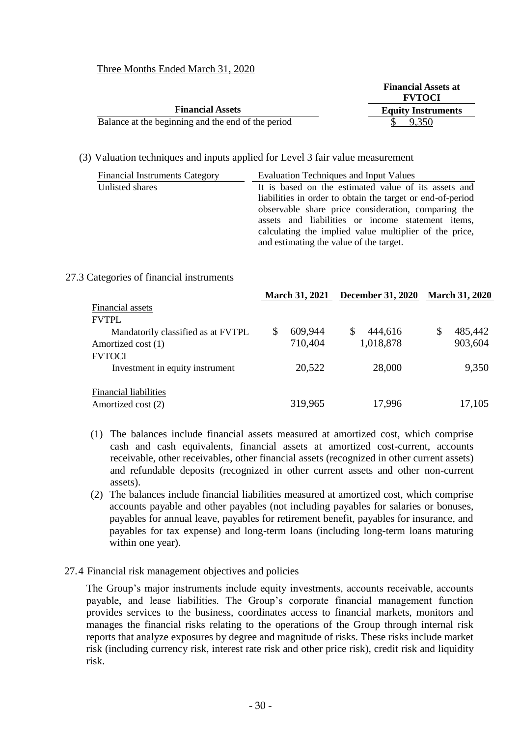Three Months Ended March 31, 2020

| Financial Assets | Financial Assets at FVTOCI |
|---|---|
| | Equity Instruments |
| Balance at the beginning and the end of the period | $ 9,350 |

(3) Valuation techniques and inputs applied for Level 3 fair value measurement

| Financial Instruments Category | Evaluation Techniques and Input Values |
|---|---|
| Unlisted shares | It is based on the estimated value of its assets and liabilities in order to obtain the target or end-of-period observable share price consideration, comparing the assets and liabilities or income statement items, calculating the implied value multiplier of the price, and estimating the value of the target. |

27.3 Categories of financial instruments

| | March 31, 2021 | December 31, 2020 | March 31, 2020 |
|---|---|---|---|
| Financial assets | | | |
| FVTPL | | | |
| Mandatorily classified as at FVTPL | $ 609,944 | $ 444,616 | $ 485,442 |
| Amortized cost (1) | 710,404 | 1,018,878 | 903,604 |
| FVTOCI | | | |
| Investment in equity instrument | 20,522 | 28,000 | 9,350 |
| Financial liabilities | | | |
| Amortized cost (2) | 319,965 | 17,996 | 17,105 |

(1) The balances include financial assets measured at amortized cost, which comprise cash and cash equivalents, financial assets at amortized cost-current, accounts receivable, other receivables, other financial assets (recognized in other current assets) and refundable deposits (recognized in other current assets and other non-current assets).

(2) The balances include financial liabilities measured at amortized cost, which comprise accounts payable and other payables (not including payables for salaries or bonuses, payables for annual leave, payables for retirement benefit, payables for insurance, and payables for tax expense) and long-term loans (including long-term loans maturing within one year).

27.4 Financial risk management objectives and policies

The Group's major instruments include equity investments, accounts receivable, accounts payable, and lease liabilities. The Group's corporate financial management function provides services to the business, coordinates access to financial markets, monitors and manages the financial risks relating to the operations of the Group through internal risk reports that analyze exposures by degree and magnitude of risks. These risks include market risk (including currency risk, interest rate risk and other price risk), credit risk and liquidity risk.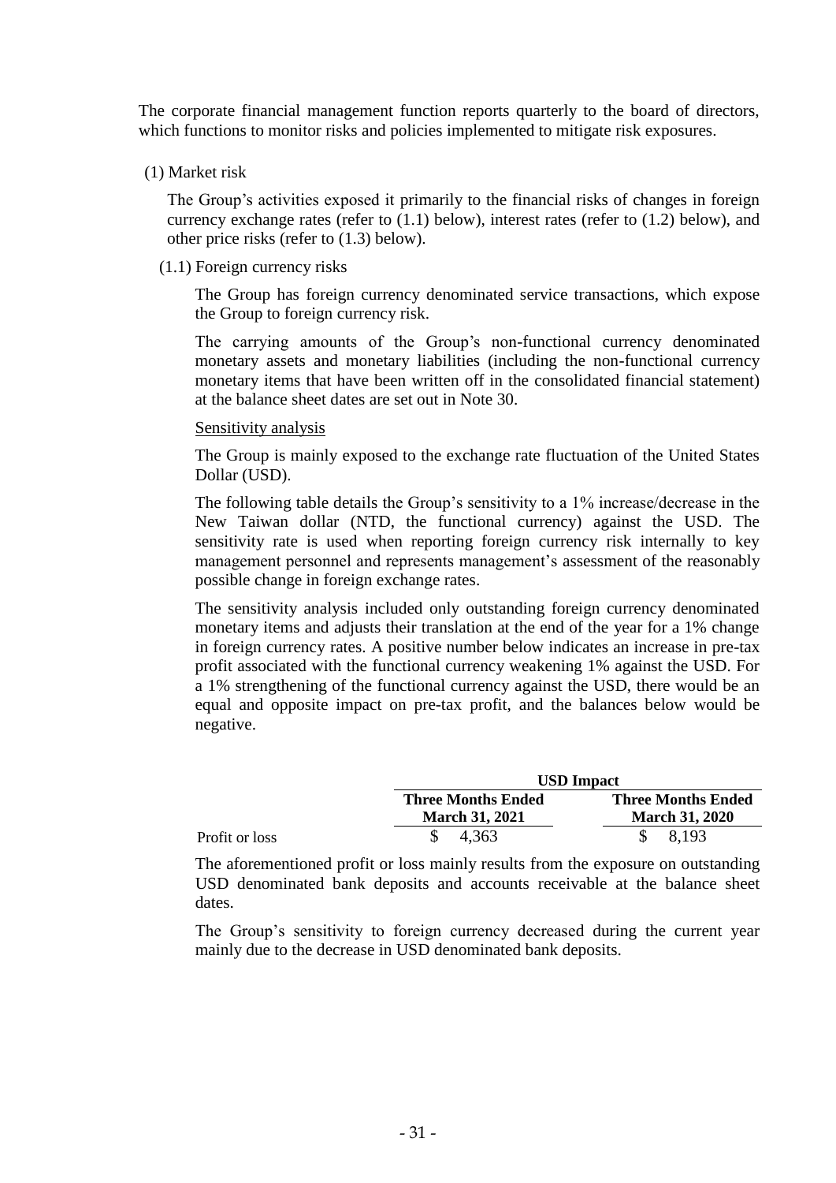The corporate financial management function reports quarterly to the board of directors, which functions to monitor risks and policies implemented to mitigate risk exposures.

(1) Market risk

The Group's activities exposed it primarily to the financial risks of changes in foreign currency exchange rates (refer to (1.1) below), interest rates (refer to (1.2) below), and other price risks (refer to (1.3) below).

(1.1) Foreign currency risks

The Group has foreign currency denominated service transactions, which expose the Group to foreign currency risk.

The carrying amounts of the Group's non-functional currency denominated monetary assets and monetary liabilities (including the non-functional currency monetary items that have been written off in the consolidated financial statement) at the balance sheet dates are set out in Note 30.

Sensitivity analysis

The Group is mainly exposed to the exchange rate fluctuation of the United States Dollar (USD).

The following table details the Group's sensitivity to a 1% increase/decrease in the New Taiwan dollar (NTD, the functional currency) against the USD. The sensitivity rate is used when reporting foreign currency risk internally to key management personnel and represents management's assessment of the reasonably possible change in foreign exchange rates.

The sensitivity analysis included only outstanding foreign currency denominated monetary items and adjusts their translation at the end of the year for a 1% change in foreign currency rates. A positive number below indicates an increase in pre-tax profit associated with the functional currency weakening 1% against the USD. For a 1% strengthening of the functional currency against the USD, there would be an equal and opposite impact on pre-tax profit, and the balances below would be negative.

| | USD Impact | |
|---|---|---|
| | **Three Months Ended March 31, 2021** | **Three Months Ended March 31, 2020** |
| Profit or loss | $ 4,363 | $ 8,193 |

The aforementioned profit or loss mainly results from the exposure on outstanding USD denominated bank deposits and accounts receivable at the balance sheet dates.

The Group's sensitivity to foreign currency decreased during the current year mainly due to the decrease in USD denominated bank deposits.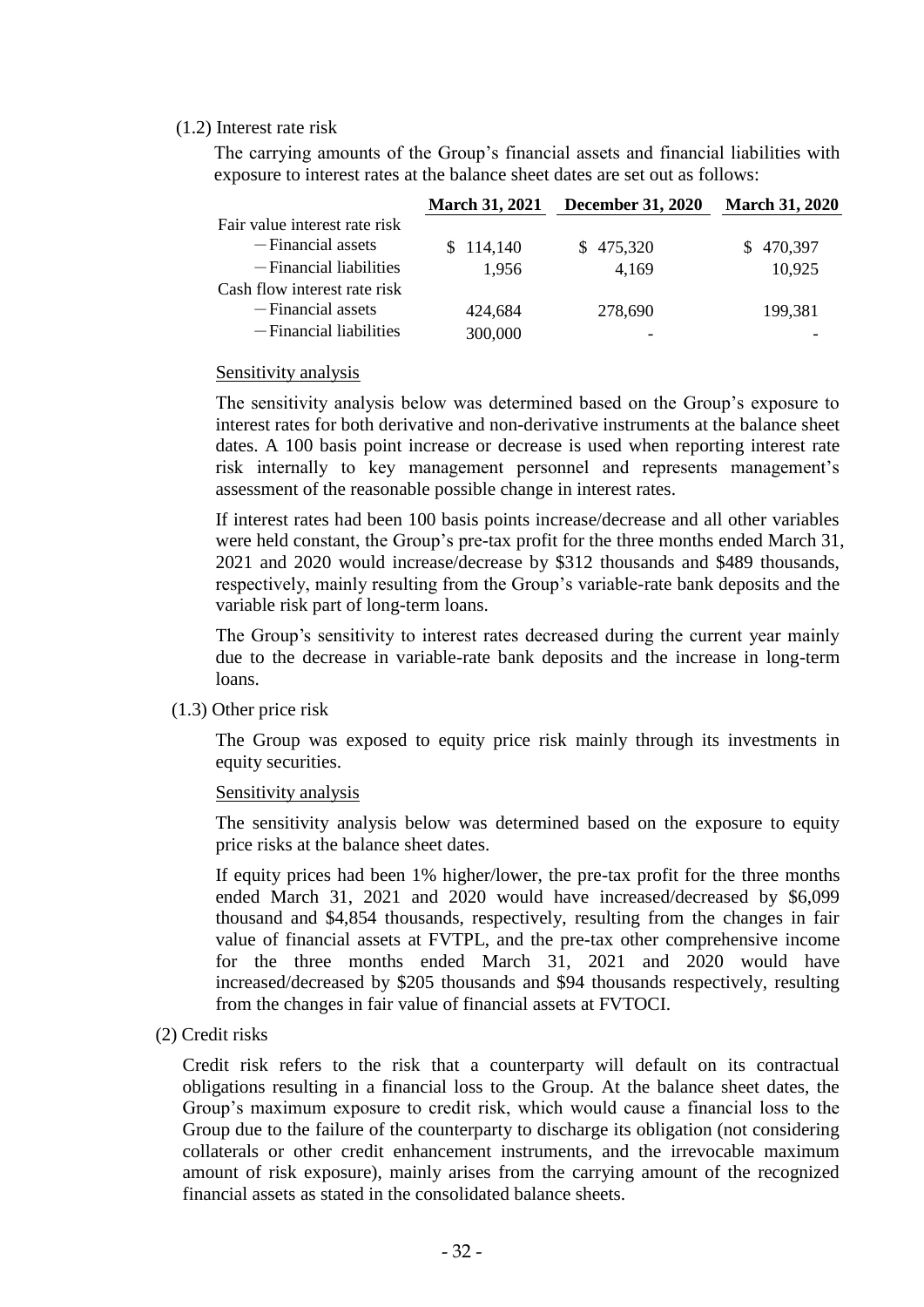(1.2) Interest rate risk

The carrying amounts of the Group's financial assets and financial liabilities with exposure to interest rates at the balance sheet dates are set out as follows:

| | March 31, 2021 | December 31, 2020 | March 31, 2020 |
|---|---|---|---|
| Fair value interest rate risk | | | |
| －Financial assets | $ 114,140 | $ 475,320 | $ 470,397 |
| －Financial liabilities | 1,956 | 4,169 | 10,925 |
| Cash flow interest rate risk | | | |
| －Financial assets | 424,684 | 278,690 | 199,381 |
| －Financial liabilities | 300,000 | - | - |

<u>Sensitivity analysis</u>

The sensitivity analysis below was determined based on the Group's exposure to interest rates for both derivative and non-derivative instruments at the balance sheet dates. A 100 basis point increase or decrease is used when reporting interest rate risk internally to key management personnel and represents management's assessment of the reasonable possible change in interest rates.

If interest rates had been 100 basis points increase/decrease and all other variables were held constant, the Group's pre-tax profit for the three months ended March 31, 2021 and 2020 would increase/decrease by $312 thousands and $489 thousands, respectively, mainly resulting from the Group's variable-rate bank deposits and the variable risk part of long-term loans.

The Group's sensitivity to interest rates decreased during the current year mainly due to the decrease in variable-rate bank deposits and the increase in long-term loans.

(1.3) Other price risk

The Group was exposed to equity price risk mainly through its investments in equity securities.

<u>Sensitivity analysis</u>

The sensitivity analysis below was determined based on the exposure to equity price risks at the balance sheet dates.

If equity prices had been 1% higher/lower, the pre-tax profit for the three months ended March 31, 2021 and 2020 would have increased/decreased by $6,099 thousand and $4,854 thousands, respectively, resulting from the changes in fair value of financial assets at FVTPL, and the pre-tax other comprehensive income for the three months ended March 31, 2021 and 2020 would have increased/decreased by $205 thousands and $94 thousands respectively, resulting from the changes in fair value of financial assets at FVTOCI.

(2) Credit risks

Credit risk refers to the risk that a counterparty will default on its contractual obligations resulting in a financial loss to the Group. At the balance sheet dates, the Group's maximum exposure to credit risk, which would cause a financial loss to the Group due to the failure of the counterparty to discharge its obligation (not considering collaterals or other credit enhancement instruments, and the irrevocable maximum amount of risk exposure), mainly arises from the carrying amount of the recognized financial assets as stated in the consolidated balance sheets.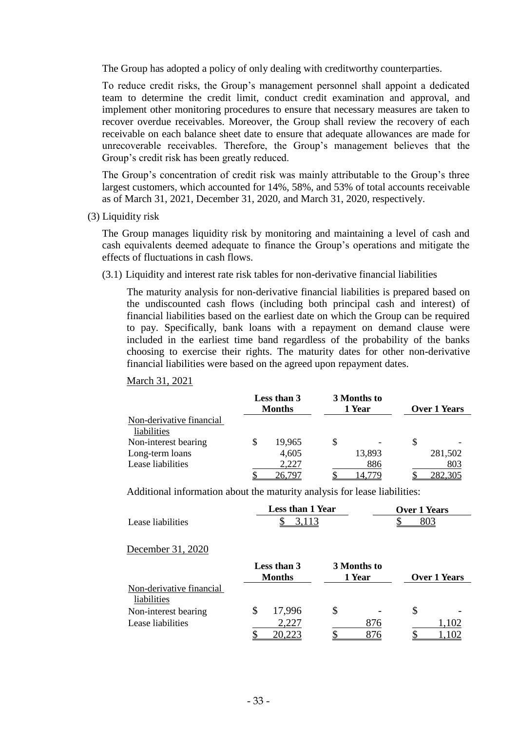The Group has adopted a policy of only dealing with creditworthy counterparties.

To reduce credit risks, the Group's management personnel shall appoint a dedicated team to determine the credit limit, conduct credit examination and approval, and implement other monitoring procedures to ensure that necessary measures are taken to recover overdue receivables. Moreover, the Group shall review the recovery of each receivable on each balance sheet date to ensure that adequate allowances are made for unrecoverable receivables. Therefore, the Group's management believes that the Group's credit risk has been greatly reduced.

The Group's concentration of credit risk was mainly attributable to the Group's three largest customers, which accounted for 14%, 58%, and 53% of total accounts receivable as of March 31, 2021, December 31, 2020, and March 31, 2020, respectively.

(3) Liquidity risk

The Group manages liquidity risk by monitoring and maintaining a level of cash and cash equivalents deemed adequate to finance the Group's operations and mitigate the effects of fluctuations in cash flows.

(3.1) Liquidity and interest rate risk tables for non-derivative financial liabilities

The maturity analysis for non-derivative financial liabilities is prepared based on the undiscounted cash flows (including both principal cash and interest) of financial liabilities based on the earliest date on which the Group can be required to pay. Specifically, bank loans with a repayment on demand clause were included in the earliest time band regardless of the probability of the banks choosing to exercise their rights. The maturity dates for other non-derivative financial liabilities were based on the agreed upon repayment dates.

March 31, 2021

| | Less than 3 Months | 3 Months to 1 Year | Over 1 Years |
|---|---|---|---|
| Non-derivative financial liabilities | | | |
| Non-interest bearing | $ 19,965 | $ - | $ - |
| Long-term loans | 4,605 | 13,893 | 281,502 |
| Lease liabilities | 2,227 | 886 | 803 |
| | $ 26,797 | $ 14,779 | $ 282,305 |

Additional information about the maturity analysis for lease liabilities:

| | Less than 1 Year | Over 1 Years |
|---|---|---|
| Lease liabilities | $ 3,113 | $ 803 |

December 31, 2020

| | Less than 3 Months | 3 Months to 1 Year | Over 1 Years |
|---|---|---|---|
| Non-derivative financial liabilities | | | |
| Non-interest bearing | $ 17,996 | $ - | $ - |
| Lease liabilities | 2,227 | 876 | 1,102 |
| | $ 20,223 | $ 876 | $ 1,102 |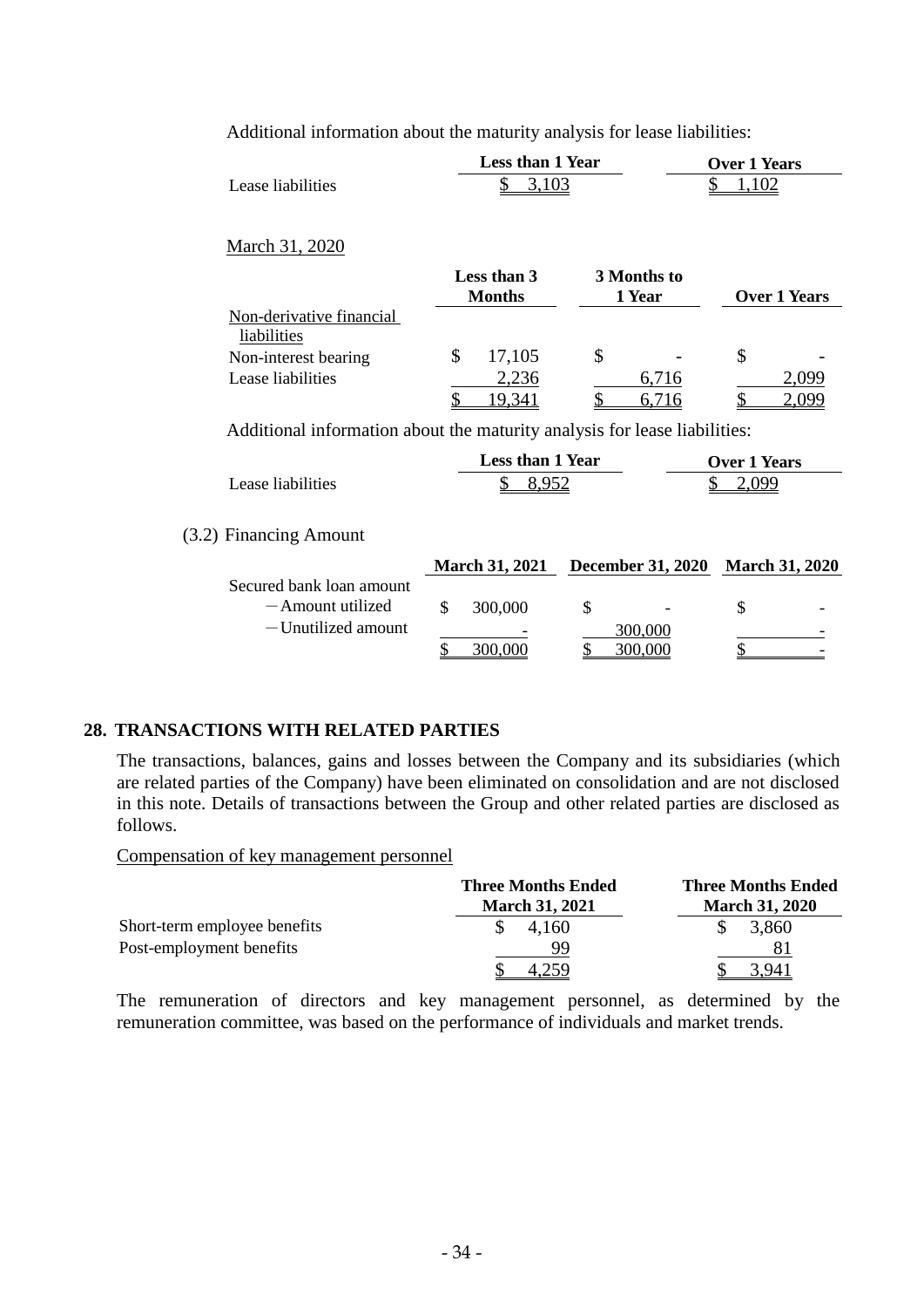Additional information about the maturity analysis for lease liabilities:

| | Less than 1 Year | Over 1 Years |
|---|---|---|
| Lease liabilities | $ 3,103 | $ 1,102 |

March 31, 2020

| | Less than 3 Months | 3 Months to 1 Year | Over 1 Years |
|---|---|---|---|
| Non-derivative financial liabilities | | | |
| Non-interest bearing | $ 17,105 | $ - | $ - |
| Lease liabilities | 2,236 | 6,716 | 2,099 |
| | $ 19,341 | $ 6,716 | $ 2,099 |

Additional information about the maturity analysis for lease liabilities:

| | Less than 1 Year | Over 1 Years |
|---|---|---|
| Lease liabilities | $ 8,952 | $ 2,099 |

(3.2) Financing Amount

| | March 31, 2021 | December 31, 2020 | March 31, 2020 |
|---|---|---|---|
| Secured bank loan amount | | | |
| －Amount utilized | $ 300,000 | $ - | $ - |
| －Unutilized amount | - | 300,000 | - |
| | $ 300,000 | $ 300,000 | $ - |

## 28. TRANSACTIONS WITH RELATED PARTIES

The transactions, balances, gains and losses between the Company and its subsidiaries (which are related parties of the Company) have been eliminated on consolidation and are not disclosed in this note. Details of transactions between the Group and other related parties are disclosed as follows.

Compensation of key management personnel

| | Three Months Ended March 31, 2021 | Three Months Ended March 31, 2020 |
|---|---|---|
| Short-term employee benefits | $ 4,160 | $ 3,860 |
| Post-employment benefits | 99 | 81 |
| | $ 4,259 | $ 3,941 |

The remuneration of directors and key management personnel, as determined by the remuneration committee, was based on the performance of individuals and market trends.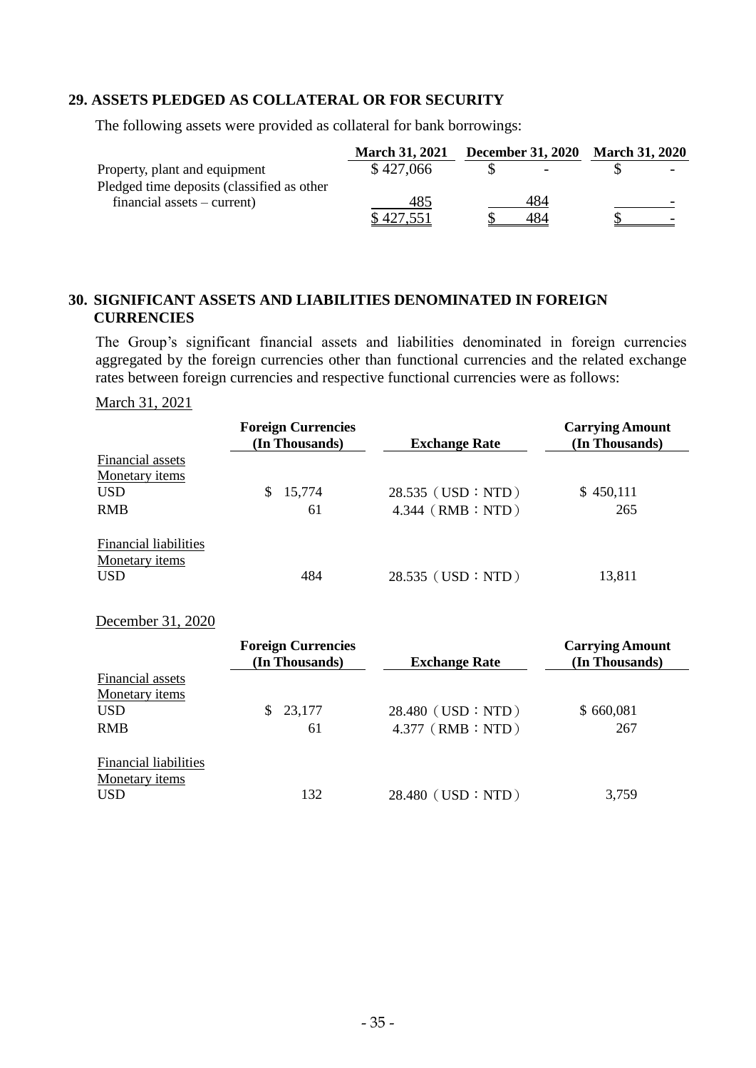## 29. ASSETS PLEDGED AS COLLATERAL OR FOR SECURITY

The following assets were provided as collateral for bank borrowings:

| | March 31, 2021 | December 31, 2020 | March 31, 2020 |
|---|---|---|---|
| Property, plant and equipment | $ 427,066 | $ - | $ - |
| Pledged time deposits (classified as other financial assets – current) | 485 | 484 | - |
| | $ 427,551 | $ 484 | $ - |

## 30. SIGNIFICANT ASSETS AND LIABILITIES DENOMINATED IN FOREIGN CURRENCIES

The Group's significant financial assets and liabilities denominated in foreign currencies aggregated by the foreign currencies other than functional currencies and the related exchange rates between foreign currencies and respective functional currencies were as follows:

March 31, 2021

| | Foreign Currencies (In Thousands) | Exchange Rate | Carrying Amount (In Thousands) |
|---|---|---|---|
| Financial assets | | | |
| Monetary items | | | |
| USD | $ 15,774 | 28.535（USD：NTD） | $ 450,111 |
| RMB | 61 | 4.344（RMB：NTD） | 265 |
| Financial liabilities | | | |
| Monetary items | | | |
| USD | 484 | 28.535（USD：NTD） | 13,811 |

December 31, 2020

| | Foreign Currencies (In Thousands) | Exchange Rate | Carrying Amount (In Thousands) |
|---|---|---|---|
| Financial assets | | | |
| Monetary items | | | |
| USD | $ 23,177 | 28.480（USD：NTD） | $ 660,081 |
| RMB | 61 | 4.377（RMB：NTD） | 267 |
| Financial liabilities | | | |
| Monetary items | | | |
| USD | 132 | 28.480（USD：NTD） | 3,759 |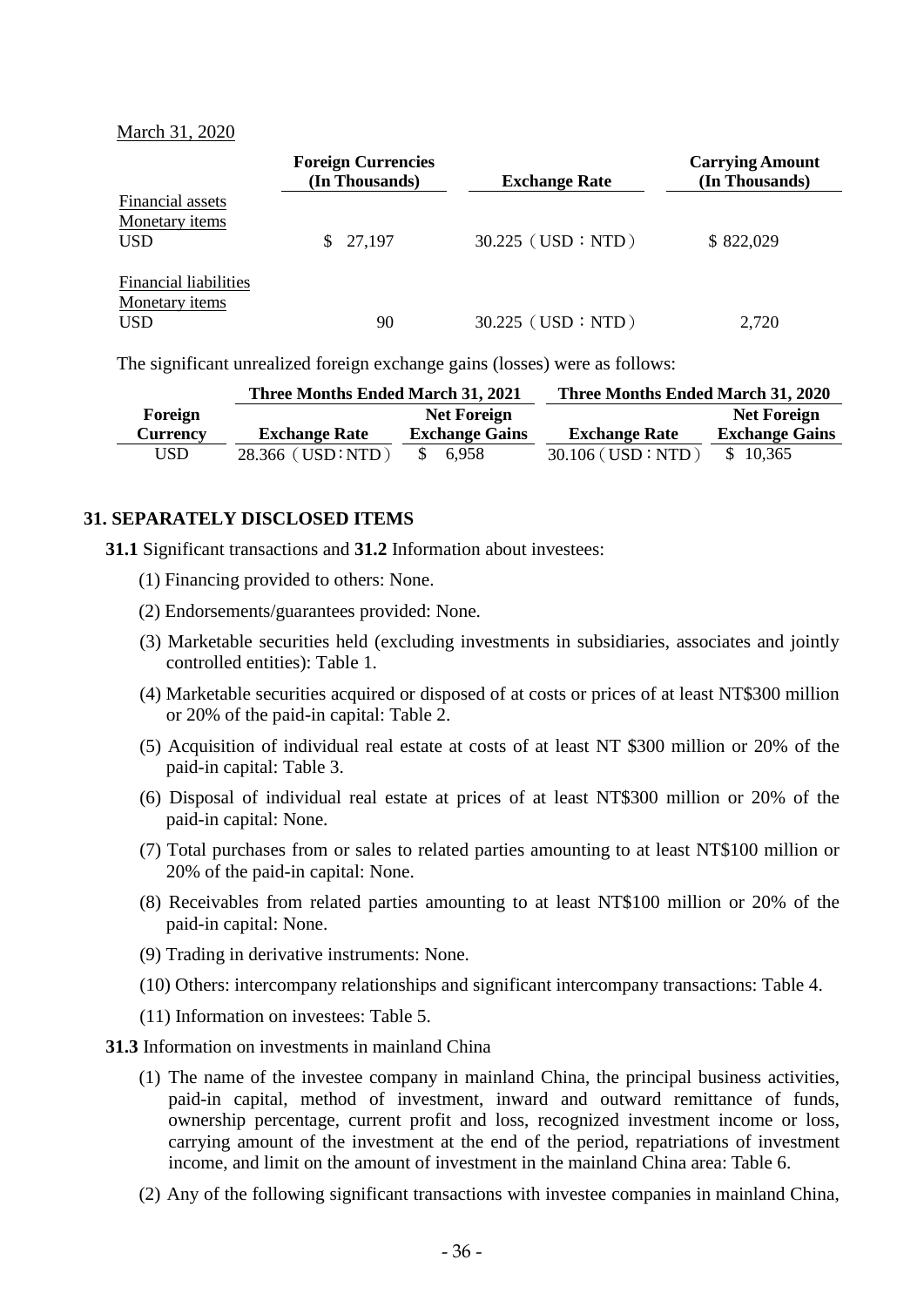March 31, 2020

| | Foreign Currencies (In Thousands) | Exchange Rate | Carrying Amount (In Thousands) |
|---|---|---|---|
| Financial assets | | | |
| Monetary items | | | |
| USD | $ 27,197 | 30.225（USD：NTD） | $ 822,029 |
| | | | |
| Financial liabilities | | | |
| Monetary items | | | |
| USD | 90 | 30.225（USD：NTD） | 2,720 |

The significant unrealized foreign exchange gains (losses) were as follows:

| | Three Months Ended March 31, 2021 | | Three Months Ended March 31, 2020 | |
|---|---|---|---|---|
| Foreign Currency | Exchange Rate | Net Foreign Exchange Gains | Exchange Rate | Net Foreign Exchange Gains |
| USD | 28.366（USD：NTD） | $ 6,958 | 30.106（USD：NTD） | $ 10,365 |

## 31. SEPARATELY DISCLOSED ITEMS

**31.1** Significant transactions and **31.2** Information about investees:

(1) Financing provided to others: None.

(2) Endorsements/guarantees provided: None.

(3) Marketable securities held (excluding investments in subsidiaries, associates and jointly controlled entities): Table 1.

(4) Marketable securities acquired or disposed of at costs or prices of at least NT$300 million or 20% of the paid-in capital: Table 2.

(5) Acquisition of individual real estate at costs of at least NT $300 million or 20% of the paid-in capital: Table 3.

(6) Disposal of individual real estate at prices of at least NT$300 million or 20% of the paid-in capital: None.

(7) Total purchases from or sales to related parties amounting to at least NT$100 million or 20% of the paid-in capital: None.

(8) Receivables from related parties amounting to at least NT$100 million or 20% of the paid-in capital: None.

(9) Trading in derivative instruments: None.

(10) Others: intercompany relationships and significant intercompany transactions: Table 4.

(11) Information on investees: Table 5.

**31.3** Information on investments in mainland China

(1) The name of the investee company in mainland China, the principal business activities, paid-in capital, method of investment, inward and outward remittance of funds, ownership percentage, current profit and loss, recognized investment income or loss, carrying amount of the investment at the end of the period, repatriations of investment income, and limit on the amount of investment in the mainland China area: Table 6.

(2) Any of the following significant transactions with investee companies in mainland China,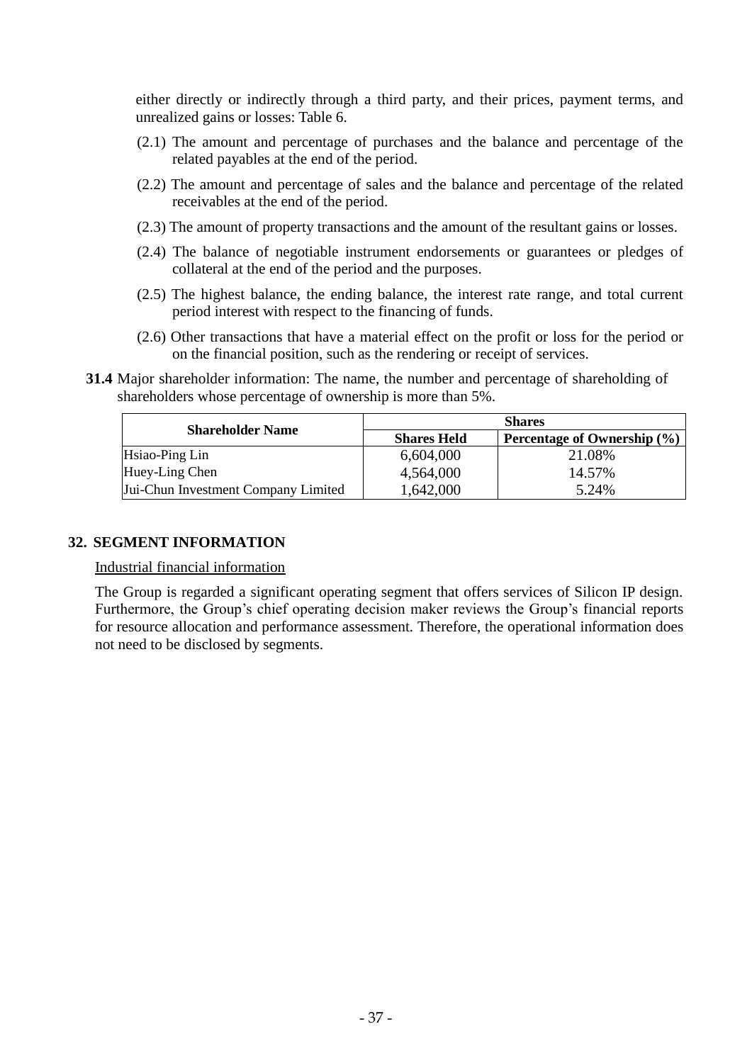either directly or indirectly through a third party, and their prices, payment terms, and unrealized gains or losses: Table 6.

(2.1) The amount and percentage of purchases and the balance and percentage of the related payables at the end of the period.

(2.2) The amount and percentage of sales and the balance and percentage of the related receivables at the end of the period.

(2.3) The amount of property transactions and the amount of the resultant gains or losses.

(2.4) The balance of negotiable instrument endorsements or guarantees or pledges of collateral at the end of the period and the purposes.

(2.5) The highest balance, the ending balance, the interest rate range, and total current period interest with respect to the financing of funds.

(2.6) Other transactions that have a material effect on the profit or loss for the period or on the financial position, such as the rendering or receipt of services.

**31.4** Major shareholder information: The name, the number and percentage of shareholding of shareholders whose percentage of ownership is more than 5%.

| Shareholder Name | Shares | |
|---|---|---|
| | **Shares Held** | **Percentage of Ownership (%)** |
| Hsiao-Ping Lin | 6,604,000 | 21.08% |
| Huey-Ling Chen | 4,564,000 | 14.57% |
| Jui-Chun Investment Company Limited | 1,642,000 | 5.24% |

## 32. SEGMENT INFORMATION

Industrial financial information

The Group is regarded a significant operating segment that offers services of Silicon IP design. Furthermore, the Group's chief operating decision maker reviews the Group's financial reports for resource allocation and performance assessment. Therefore, the operational information does not need to be disclosed by segments.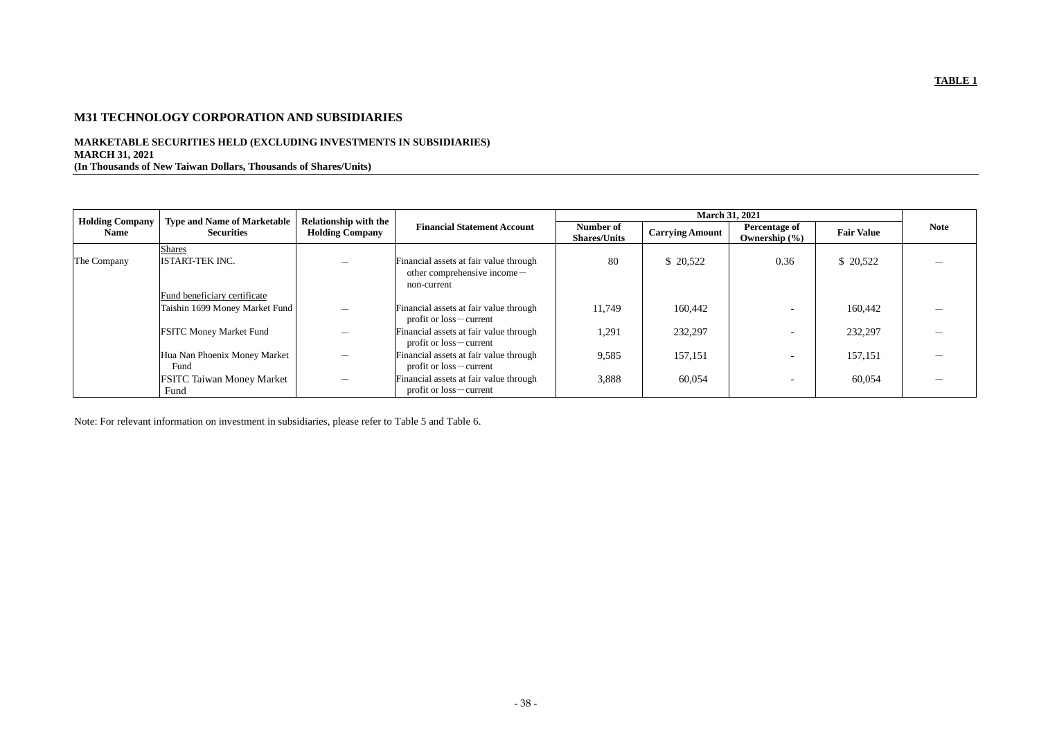**TABLE 1**

## M31 TECHNOLOGY CORPORATION AND SUBSIDIARIES

**MARKETABLE SECURITIES HELD (EXCLUDING INVESTMENTS IN SUBSIDIARIES)**
**MARCH 31, 2021**
**(In Thousands of New Taiwan Dollars, Thousands of Shares/Units)**

| Holding Company Name | Type and Name of Marketable Securities | Relationship with the Holding Company | Financial Statement Account | March 31, 2021 | | | | Note |
|---|---|---|---|---|---|---|---|---|
| | | | | Number of Shares/Units | Carrying Amount | Percentage of Ownership (%) | Fair Value | |
| | Shares | | | | | | | |
| The Company | ISTART-TEK INC. | — | Financial assets at fair value through other comprehensive income－non-current | 80 | $ 20,522 | 0.36 | $ 20,522 | — |
| | Fund beneficiary certificate | | | | | | | |
| | Taishin 1699 Money Market Fund | — | Financial assets at fair value through profit or loss－current | 11,749 | 160,442 | - | 160,442 | — |
| | FSITC Money Market Fund | — | Financial assets at fair value through profit or loss－current | 1,291 | 232,297 | - | 232,297 | — |
| | Hua Nan Phoenix Money Market Fund | — | Financial assets at fair value through profit or loss－current | 9,585 | 157,151 | - | 157,151 | — |
| | FSITC Taiwan Money Market Fund | — | Financial assets at fair value through profit or loss－current | 3,888 | 60,054 | - | 60,054 | — |

Note: For relevant information on investment in subsidiaries, please refer to Table 5 and Table 6.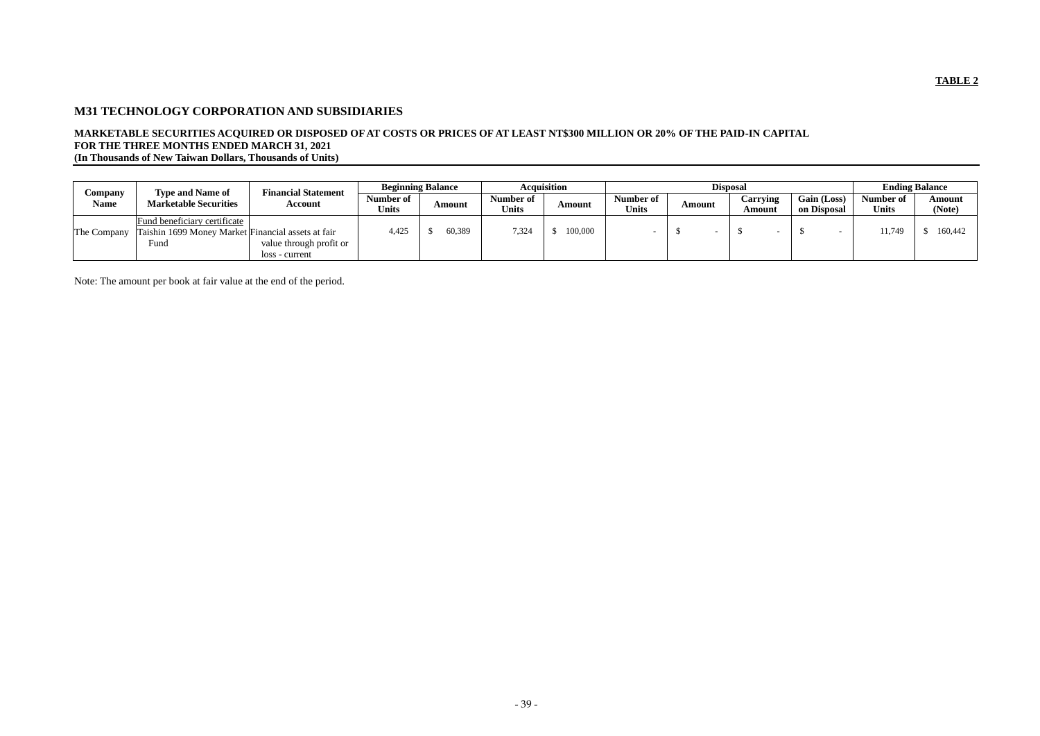**TABLE 2**

## M31 TECHNOLOGY CORPORATION AND SUBSIDIARIES

**MARKETABLE SECURITIES ACQUIRED OR DISPOSED OF AT COSTS OR PRICES OF AT LEAST NT$300 MILLION OR 20% OF THE PAID-IN CAPITAL**
**FOR THE THREE MONTHS ENDED MARCH 31, 2021**
**(In Thousands of New Taiwan Dollars, Thousands of Units)**

| Company Name | Type and Name of Marketable Securities | Financial Statement Account | Beginning Balance | | Acquisition | | Disposal | | | | Ending Balance | |
|---|---|---|---|---|---|---|---|---|---|---|---|---|
| | | | Number of Units | Amount | Number of Units | Amount | Number of Units | Amount | Carrying Amount | Gain (Loss) on Disposal | Number of Units | Amount (Note) |
| | Fund beneficiary certificate | | | | | | | | | | | |
| The Company | Taishin 1699 Money Market Fund | Financial assets at fair value through profit or loss - current | 4,425 | $ 60,389 | 7,324 | $ 100,000 | - | $ - | $ - | $ - | 11,749 | $ 160,442 |

Note: The amount per book at fair value at the end of the period.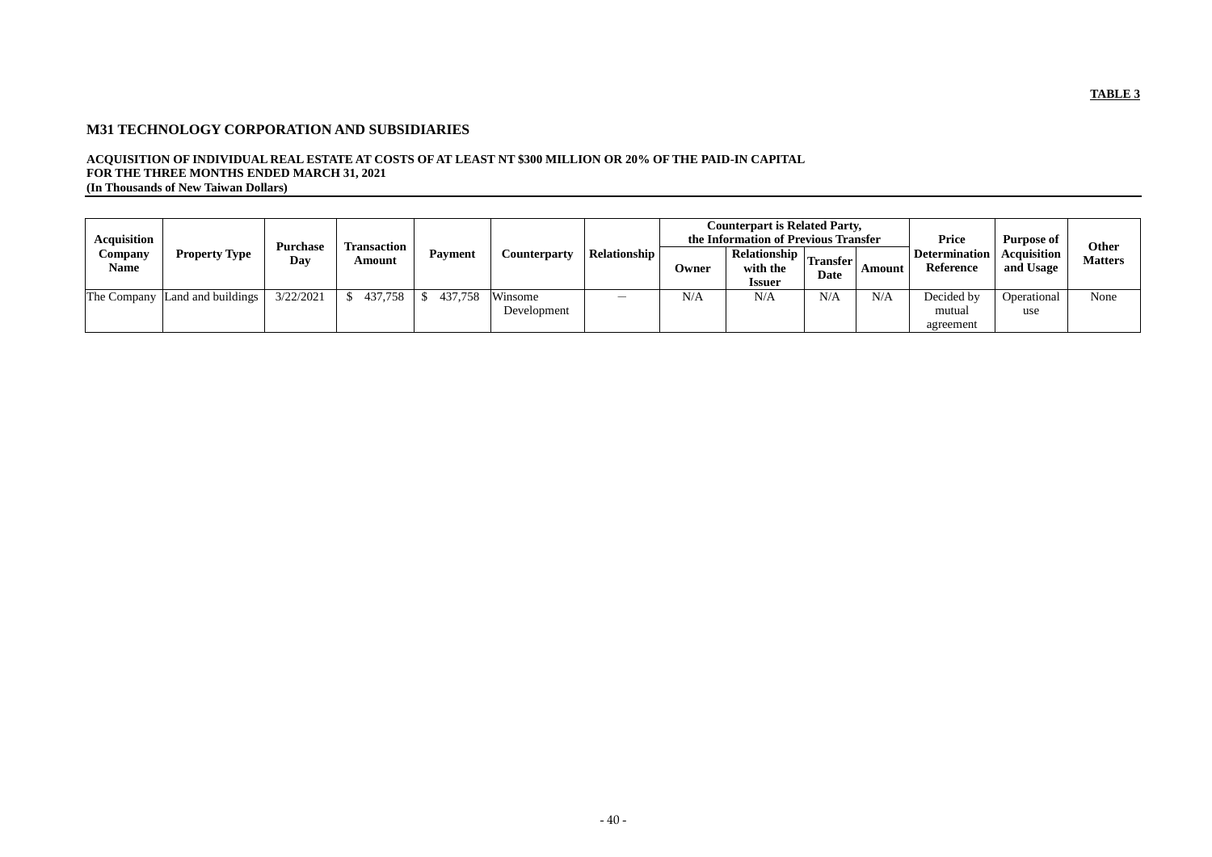**TABLE 3**

## M31 TECHNOLOGY CORPORATION AND SUBSIDIARIES

**ACQUISITION OF INDIVIDUAL REAL ESTATE AT COSTS OF AT LEAST NT $300 MILLION OR 20% OF THE PAID-IN CAPITAL**
**FOR THE THREE MONTHS ENDED MARCH 31, 2021**
**(In Thousands of New Taiwan Dollars)**

| Acquisition Company Name | Property Type | Purchase Day | Transaction Amount | Payment | Counterparty | Relationship | Counterpart is Related Party, the Information of Previous Transfer | | | | Price Determination Reference | Purpose of Acquisition and Usage | Other Matters |
|---|---|---|---|---|---|---|---|---|---|---|---|---|---|
| | | | | | | | Owner | Relationship with the Issuer | Transfer Date | Amount | | | |
| The Company | Land and buildings | 3/22/2021 | $ 437,758 | $ 437,758 | Winsome Development | — | N/A | N/A | N/A | N/A | Decided by mutual agreement | Operational use | None |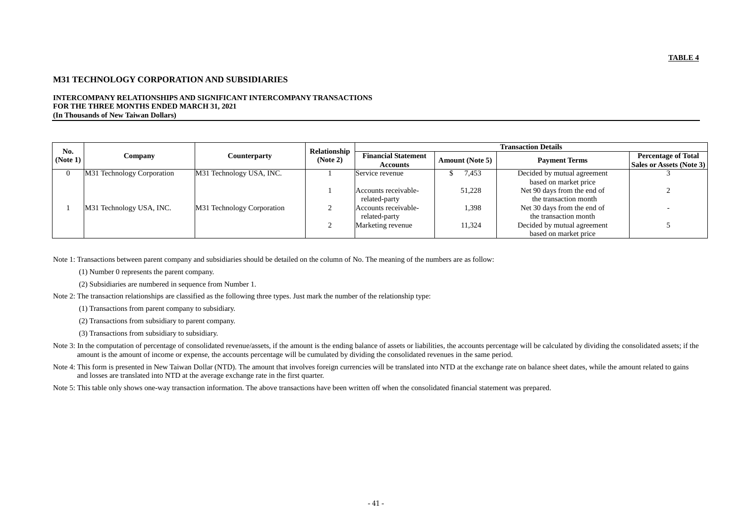**TABLE 4**

## M31 TECHNOLOGY CORPORATION AND SUBSIDIARIES

**INTERCOMPANY RELATIONSHIPS AND SIGNIFICANT INTERCOMPANY TRANSACTIONS**
**FOR THE THREE MONTHS ENDED MARCH 31, 2021**
**(In Thousands of New Taiwan Dollars)**

| No. (Note 1) | Company | Counterparty | Relationship (Note 2) | Transaction Details | | | |
|---|---|---|---|---|---|---|---|
| | | | | Financial Statement Accounts | Amount (Note 5) | Payment Terms | Percentage of Total Sales or Assets (Note 3) |
| 0 | M31 Technology Corporation | M31 Technology USA, INC. | 1 | Service revenue | $ 7,453 | Decided by mutual agreement based on market price | 3 |
| | | | 1 | Accounts receivable-related-party | 51,228 | Net 90 days from the end of the transaction month | 2 |
| 1 | M31 Technology USA, INC. | M31 Technology Corporation | 2 | Accounts receivable-related-party | 1,398 | Net 30 days from the end of the transaction month | - |
| | | | 2 | Marketing revenue | 11,324 | Decided by mutual agreement based on market price | 5 |

Note 1: Transactions between parent company and subsidiaries should be detailed on the column of No. The meaning of the numbers are as follow:

(1) Number 0 represents the parent company.

(2) Subsidiaries are numbered in sequence from Number 1.

Note 2: The transaction relationships are classified as the following three types. Just mark the number of the relationship type:

(1) Transactions from parent company to subsidiary.

(2) Transactions from subsidiary to parent company.

(3) Transactions from subsidiary to subsidiary.

Note 3: In the computation of percentage of consolidated revenue/assets, if the amount is the ending balance of assets or liabilities, the accounts percentage will be calculated by dividing the consolidated assets; if the amount is the amount of income or expense, the accounts percentage will be cumulated by dividing the consolidated revenues in the same period.

Note 4: This form is presented in New Taiwan Dollar (NTD). The amount that involves foreign currencies will be translated into NTD at the exchange rate on balance sheet dates, while the amount related to gains and losses are translated into NTD at the average exchange rate in the first quarter.

Note 5: This table only shows one-way transaction information. The above transactions have been written off when the consolidated financial statement was prepared.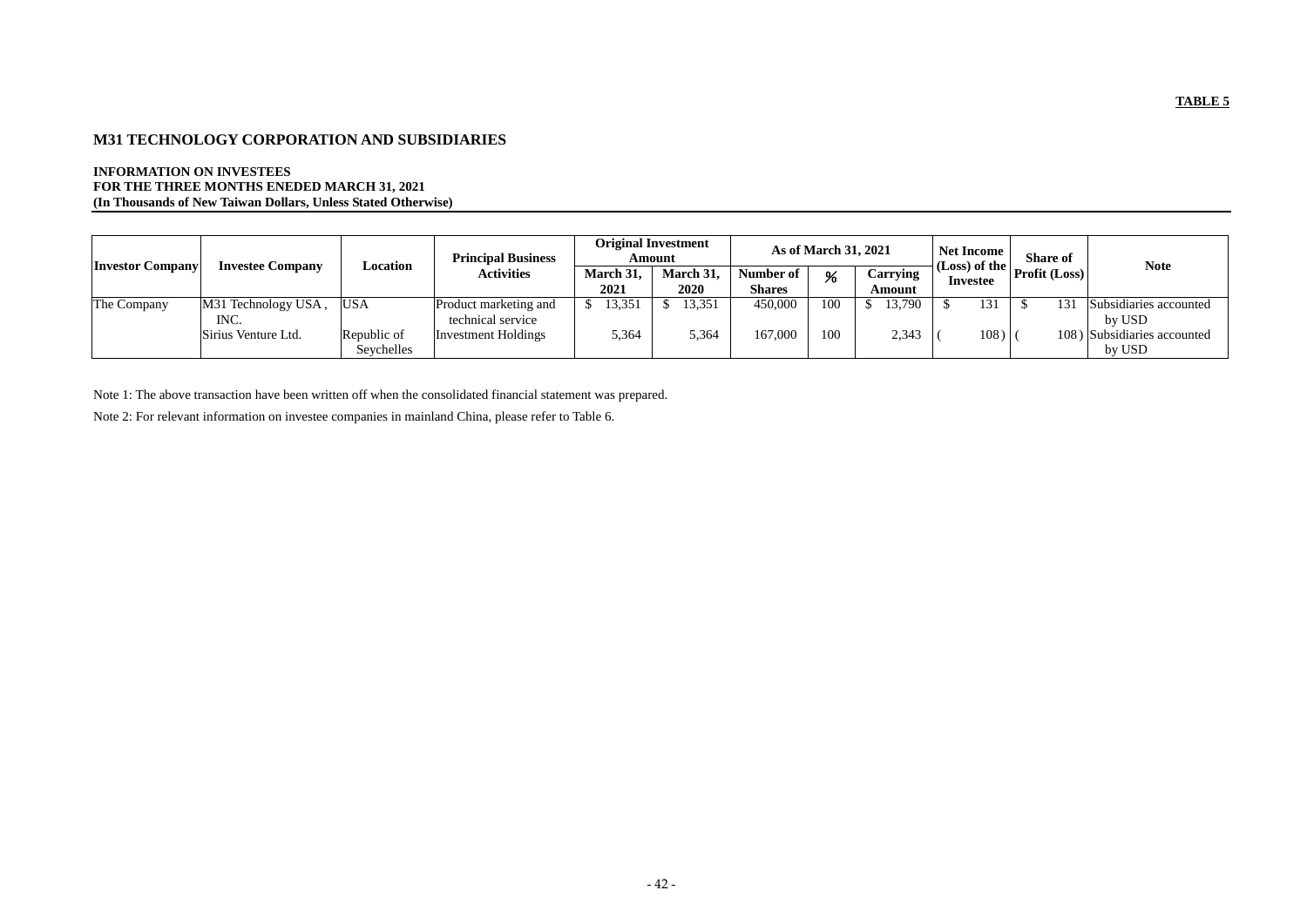**TABLE 5**

## M31 TECHNOLOGY CORPORATION AND SUBSIDIARIES

**INFORMATION ON INVESTEES**
**FOR THE THREE MONTHS ENEDED MARCH 31, 2021**
**(In Thousands of New Taiwan Dollars, Unless Stated Otherwise)**

| Investor Company | Investee Company | Location | Principal Business Activities | Original Investment Amount | | As of March 31, 2021 | | | Net Income (Loss) of the Investee | Share of Profit (Loss) | Note |
|---|---|---|---|---|---|---|---|---|---|---|---|
| | | | | March 31, 2021 | March 31, 2020 | Number of Shares | % | Carrying Amount | | | |
| The Company | M31 Technology USA , INC. | USA | Product marketing and technical service | $ 13,351 | $ 13,351 | 450,000 | 100 | $ 13,790 | $ 131 | $ 131 | Subsidiaries accounted by USD |
| | Sirius Venture Ltd. | Republic of Seychelles | Investment Holdings | 5,364 | 5,364 | 167,000 | 100 | 2,343 | ( 108 ) | ( 108 ) | Subsidiaries accounted by USD |

Note 1: The above transaction have been written off when the consolidated financial statement was prepared.

Note 2: For relevant information on investee companies in mainland China, please refer to Table 6.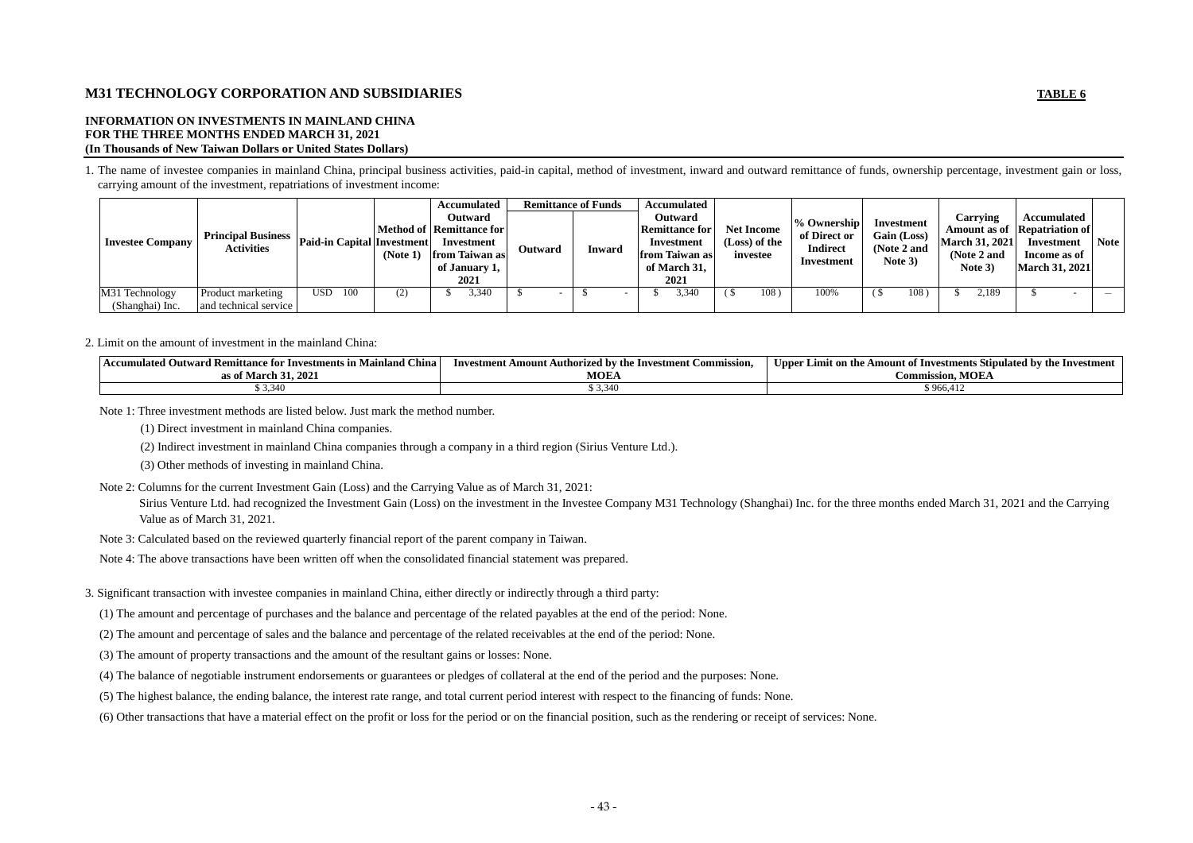## M31 TECHNOLOGY CORPORATION AND SUBSIDIARIES

**TABLE 6**

**INFORMATION ON INVESTMENTS IN MAINLAND CHINA**
**FOR THE THREE MONTHS ENDED MARCH 31, 2021**
**(In Thousands of New Taiwan Dollars or United States Dollars)**

1. The name of investee companies in mainland China, principal business activities, paid-in capital, method of investment, inward and outward remittance of funds, ownership percentage, investment gain or loss, carrying amount of the investment, repatriations of investment income:

| Investee Company | Principal Business Activities | Paid-in Capital | Method of Investment (Note 1) | Accumulated Outward Remittance for Investment from Taiwan as of January 1, 2021 | Remittance of Funds | | Accumulated Outward Remittance for Investment from Taiwan as of March 31, 2021 | Net Income (Loss) of the investee | % Ownership of Direct or Indirect Investment | Investment Gain (Loss) (Note 2 and Note 3) | Carrying Amount as of March 31, 2021 (Note 2 and Note 3) | Accumulated Repatriation of Investment Income as of March 31, 2021 | Note |
|---|---|---|---|---|---|---|---|---|---|---|---|---|---|
| | | | | | Outward | Inward | | | | | | | |
| M31 Technology (Shanghai) Inc. | Product marketing and technical service | USD 100 | (2) | $ 3,340 | $ - | $ - | $ 3,340 | ($ 108 ) | 100% | ($ 108 ) | $ 2,189 | $ - | — |

2. Limit on the amount of investment in the mainland China:

| Accumulated Outward Remittance for Investments in Mainland China as of March 31, 2021 | Investment Amount Authorized by the Investment Commission, MOEA | Upper Limit on the Amount of Investments Stipulated by the Investment Commission, MOEA |
|---|---|---|
| $ 3,340 | $ 3,340 | $ 966,412 |

Note 1: Three investment methods are listed below. Just mark the method number.

(1) Direct investment in mainland China companies.

(2) Indirect investment in mainland China companies through a company in a third region (Sirius Venture Ltd.).

(3) Other methods of investing in mainland China.

Note 2: Columns for the current Investment Gain (Loss) and the Carrying Value as of March 31, 2021:
Sirius Venture Ltd. had recognized the Investment Gain (Loss) on the investment in the Investee Company M31 Technology (Shanghai) Inc. for the three months ended March 31, 2021 and the Carrying Value as of March 31, 2021.

Note 3: Calculated based on the reviewed quarterly financial report of the parent company in Taiwan.

Note 4: The above transactions have been written off when the consolidated financial statement was prepared.

3. Significant transaction with investee companies in mainland China, either directly or indirectly through a third party:

(1) The amount and percentage of purchases and the balance and percentage of the related payables at the end of the period: None.

(2) The amount and percentage of sales and the balance and percentage of the related receivables at the end of the period: None.

(3) The amount of property transactions and the amount of the resultant gains or losses: None.

(4) The balance of negotiable instrument endorsements or guarantees or pledges of collateral at the end of the period and the purposes: None.

(5) The highest balance, the ending balance, the interest rate range, and total current period interest with respect to the financing of funds: None.

(6) Other transactions that have a material effect on the profit or loss for the period or on the financial position, such as the rendering or receipt of services: None.